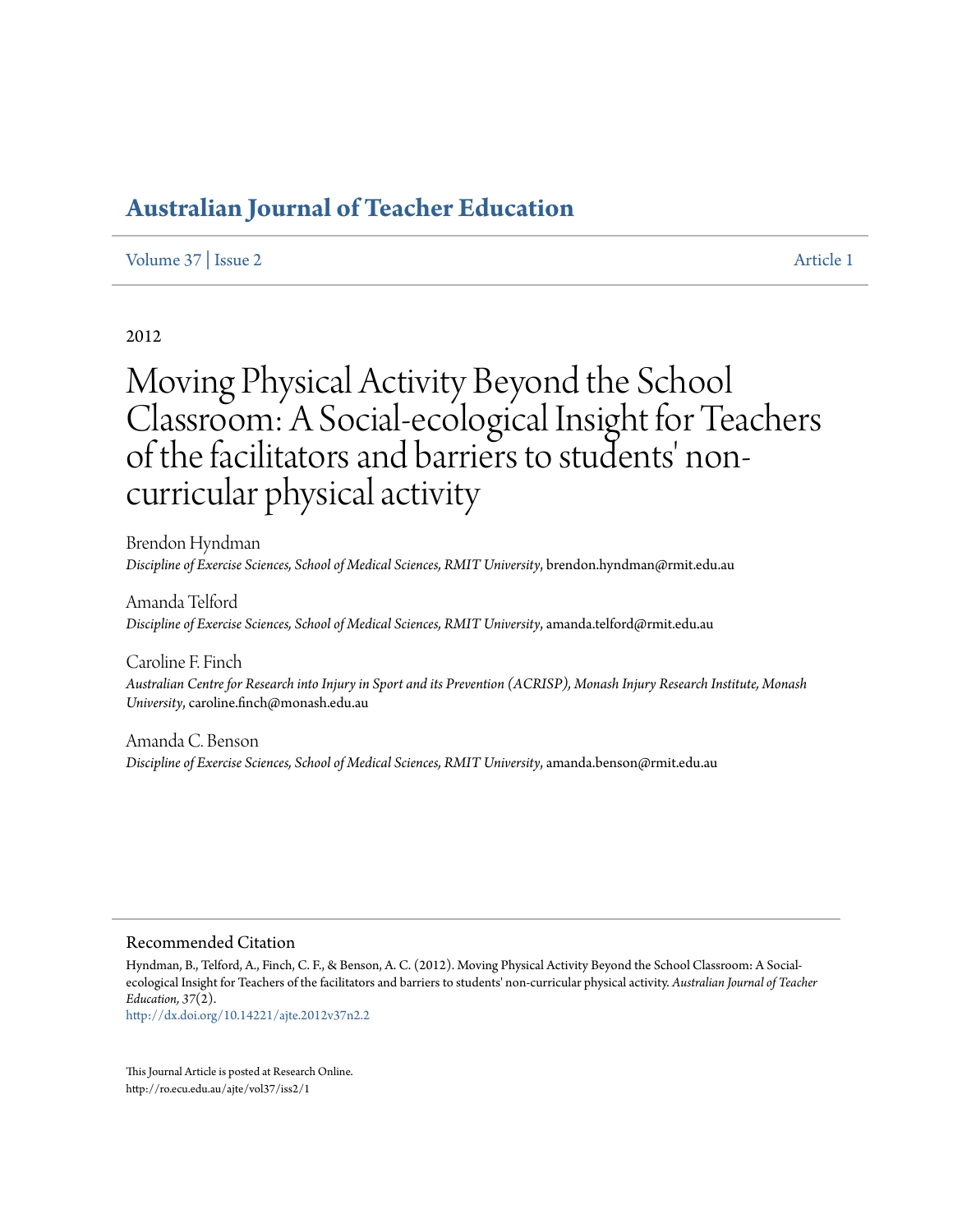# Australian Journal of Teacher Education

Volume 37 | Issue 2 | Article 1

2012

# Moving Physical Activity Beyond the School Classroom: A Social-ecological Insight for Teachers of the facilitators and barriers to students' non-curricular physical activity

Brendon Hyndman
*Discipline of Exercise Sciences, School of Medical Sciences, RMIT University*, brendon.hyndman@rmit.edu.au

Amanda Telford
*Discipline of Exercise Sciences, School of Medical Sciences, RMIT University*, amanda.telford@rmit.edu.au

Caroline F. Finch
*Australian Centre for Research into Injury in Sport and its Prevention (ACRISP), Monash Injury Research Institute, Monash University*, caroline.finch@monash.edu.au

Amanda C. Benson
*Discipline of Exercise Sciences, School of Medical Sciences, RMIT University*, amanda.benson@rmit.edu.au

## Recommended Citation

Hyndman, B., Telford, A., Finch, C. F., & Benson, A. C. (2012). Moving Physical Activity Beyond the School Classroom: A Social-ecological Insight for Teachers of the facilitators and barriers to students' non-curricular physical activity. *Australian Journal of Teacher Education, 37*(2).
http://dx.doi.org/10.14221/ajte.2012v37n2.2

This Journal Article is posted at Research Online.
http://ro.ecu.edu.au/ajte/vol37/iss2/1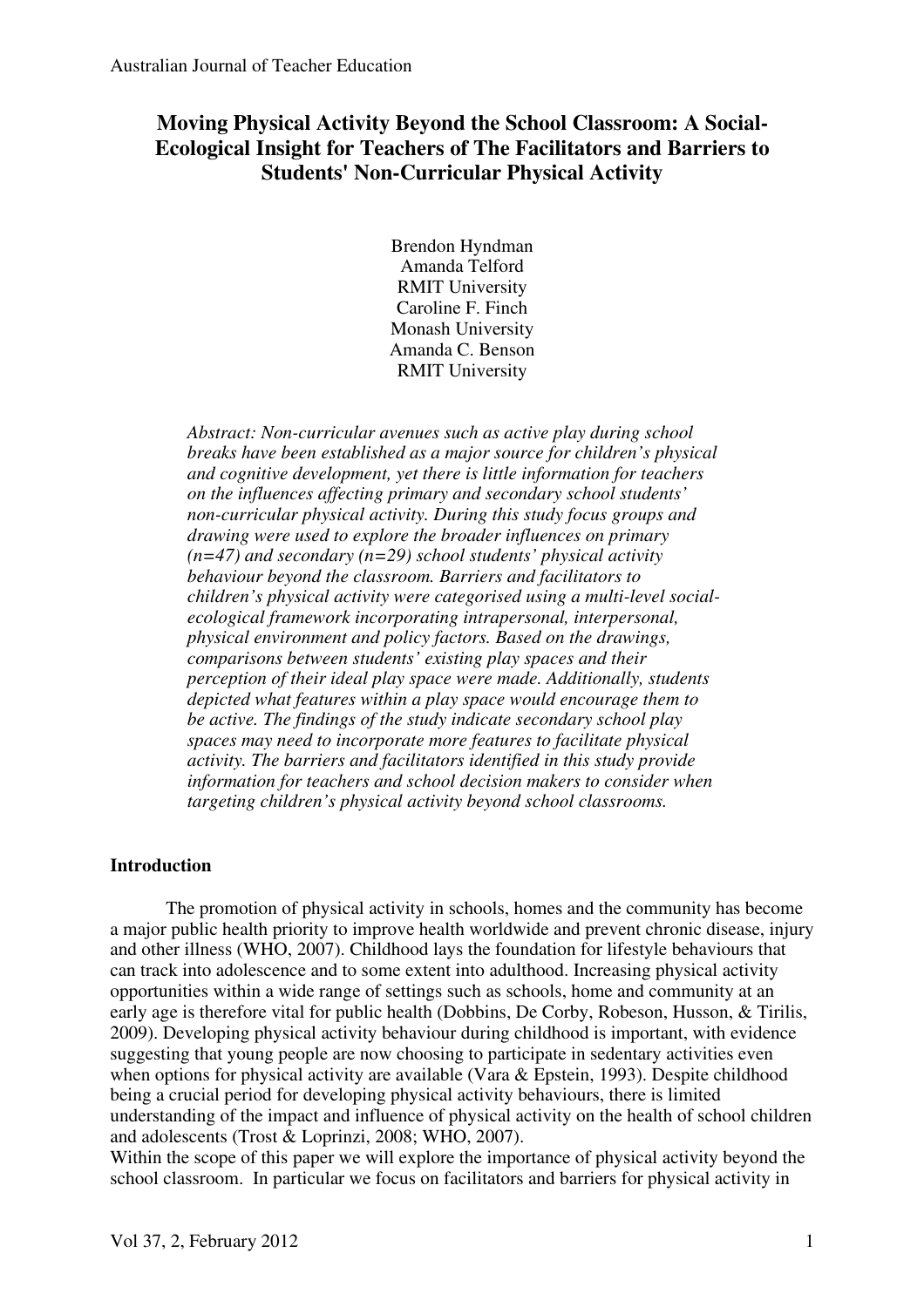# Moving Physical Activity Beyond the School Classroom: A Social-Ecological Insight for Teachers of The Facilitators and Barriers to Students' Non-Curricular Physical Activity

Brendon Hyndman
Amanda Telford
RMIT University
Caroline F. Finch
Monash University
Amanda C. Benson
RMIT University

*Abstract: Non-curricular avenues such as active play during school breaks have been established as a major source for children's physical and cognitive development, yet there is little information for teachers on the influences affecting primary and secondary school students' non-curricular physical activity. During this study focus groups and drawing were used to explore the broader influences on primary (n=47) and secondary (n=29) school students' physical activity behaviour beyond the classroom. Barriers and facilitators to children's physical activity were categorised using a multi-level social-ecological framework incorporating intrapersonal, interpersonal, physical environment and policy factors. Based on the drawings, comparisons between students' existing play spaces and their perception of their ideal play space were made. Additionally, students depicted what features within a play space would encourage them to be active. The findings of the study indicate secondary school play spaces may need to incorporate more features to facilitate physical activity. The barriers and facilitators identified in this study provide information for teachers and school decision makers to consider when targeting children's physical activity beyond school classrooms.*

## Introduction

The promotion of physical activity in schools, homes and the community has become a major public health priority to improve health worldwide and prevent chronic disease, injury and other illness (WHO, 2007). Childhood lays the foundation for lifestyle behaviours that can track into adolescence and to some extent into adulthood. Increasing physical activity opportunities within a wide range of settings such as schools, home and community at an early age is therefore vital for public health (Dobbins, De Corby, Robeson, Husson, & Tirilis, 2009). Developing physical activity behaviour during childhood is important, with evidence suggesting that young people are now choosing to participate in sedentary activities even when options for physical activity are available (Vara & Epstein, 1993). Despite childhood being a crucial period for developing physical activity behaviours, there is limited understanding of the impact and influence of physical activity on the health of school children and adolescents (Trost & Loprinzi, 2008; WHO, 2007).

Within the scope of this paper we will explore the importance of physical activity beyond the school classroom. In particular we focus on facilitators and barriers for physical activity in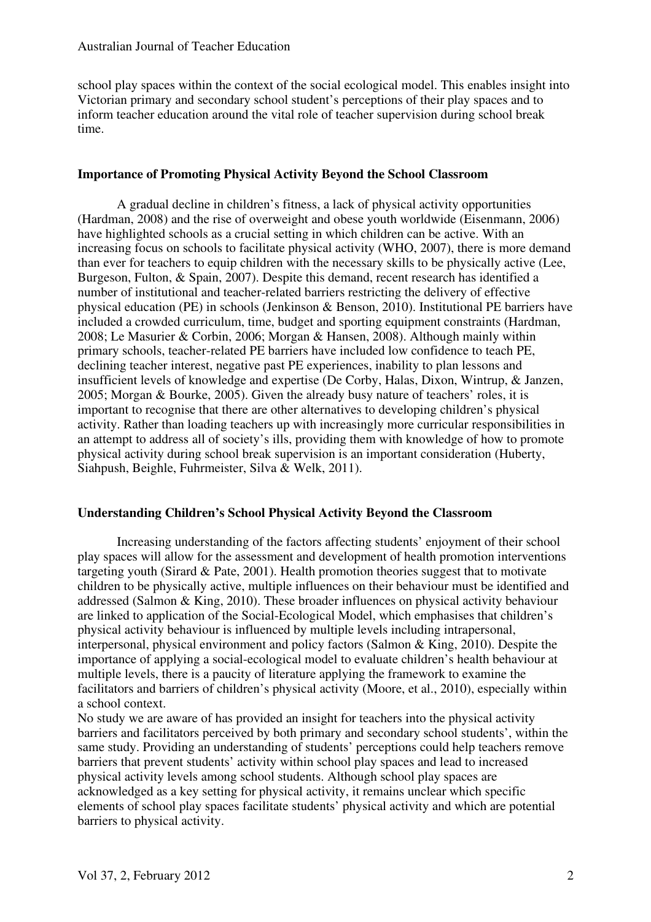school play spaces within the context of the social ecological model. This enables insight into Victorian primary and secondary school student's perceptions of their play spaces and to inform teacher education around the vital role of teacher supervision during school break time.

**Importance of Promoting Physical Activity Beyond the School Classroom**

A gradual decline in children's fitness, a lack of physical activity opportunities (Hardman, 2008) and the rise of overweight and obese youth worldwide (Eisenmann, 2006) have highlighted schools as a crucial setting in which children can be active. With an increasing focus on schools to facilitate physical activity (WHO, 2007), there is more demand than ever for teachers to equip children with the necessary skills to be physically active (Lee, Burgeson, Fulton, & Spain, 2007). Despite this demand, recent research has identified a number of institutional and teacher-related barriers restricting the delivery of effective physical education (PE) in schools (Jenkinson & Benson, 2010). Institutional PE barriers have included a crowded curriculum, time, budget and sporting equipment constraints (Hardman, 2008; Le Masurier & Corbin, 2006; Morgan & Hansen, 2008). Although mainly within primary schools, teacher-related PE barriers have included low confidence to teach PE, declining teacher interest, negative past PE experiences, inability to plan lessons and insufficient levels of knowledge and expertise (De Corby, Halas, Dixon, Wintrup, & Janzen, 2005; Morgan & Bourke, 2005). Given the already busy nature of teachers' roles, it is important to recognise that there are other alternatives to developing children's physical activity. Rather than loading teachers up with increasingly more curricular responsibilities in an attempt to address all of society's ills, providing them with knowledge of how to promote physical activity during school break supervision is an important consideration (Huberty, Siahpush, Beighle, Fuhrmeister, Silva & Welk, 2011).

**Understanding Children's School Physical Activity Beyond the Classroom**

Increasing understanding of the factors affecting students' enjoyment of their school play spaces will allow for the assessment and development of health promotion interventions targeting youth (Sirard & Pate, 2001). Health promotion theories suggest that to motivate children to be physically active, multiple influences on their behaviour must be identified and addressed (Salmon & King, 2010). These broader influences on physical activity behaviour are linked to application of the Social-Ecological Model, which emphasises that children's physical activity behaviour is influenced by multiple levels including intrapersonal, interpersonal, physical environment and policy factors (Salmon & King, 2010). Despite the importance of applying a social-ecological model to evaluate children's health behaviour at multiple levels, there is a paucity of literature applying the framework to examine the facilitators and barriers of children's physical activity (Moore, et al., 2010), especially within a school context.

No study we are aware of has provided an insight for teachers into the physical activity barriers and facilitators perceived by both primary and secondary school students', within the same study. Providing an understanding of students' perceptions could help teachers remove barriers that prevent students' activity within school play spaces and lead to increased physical activity levels among school students. Although school play spaces are acknowledged as a key setting for physical activity, it remains unclear which specific elements of school play spaces facilitate students' physical activity and which are potential barriers to physical activity.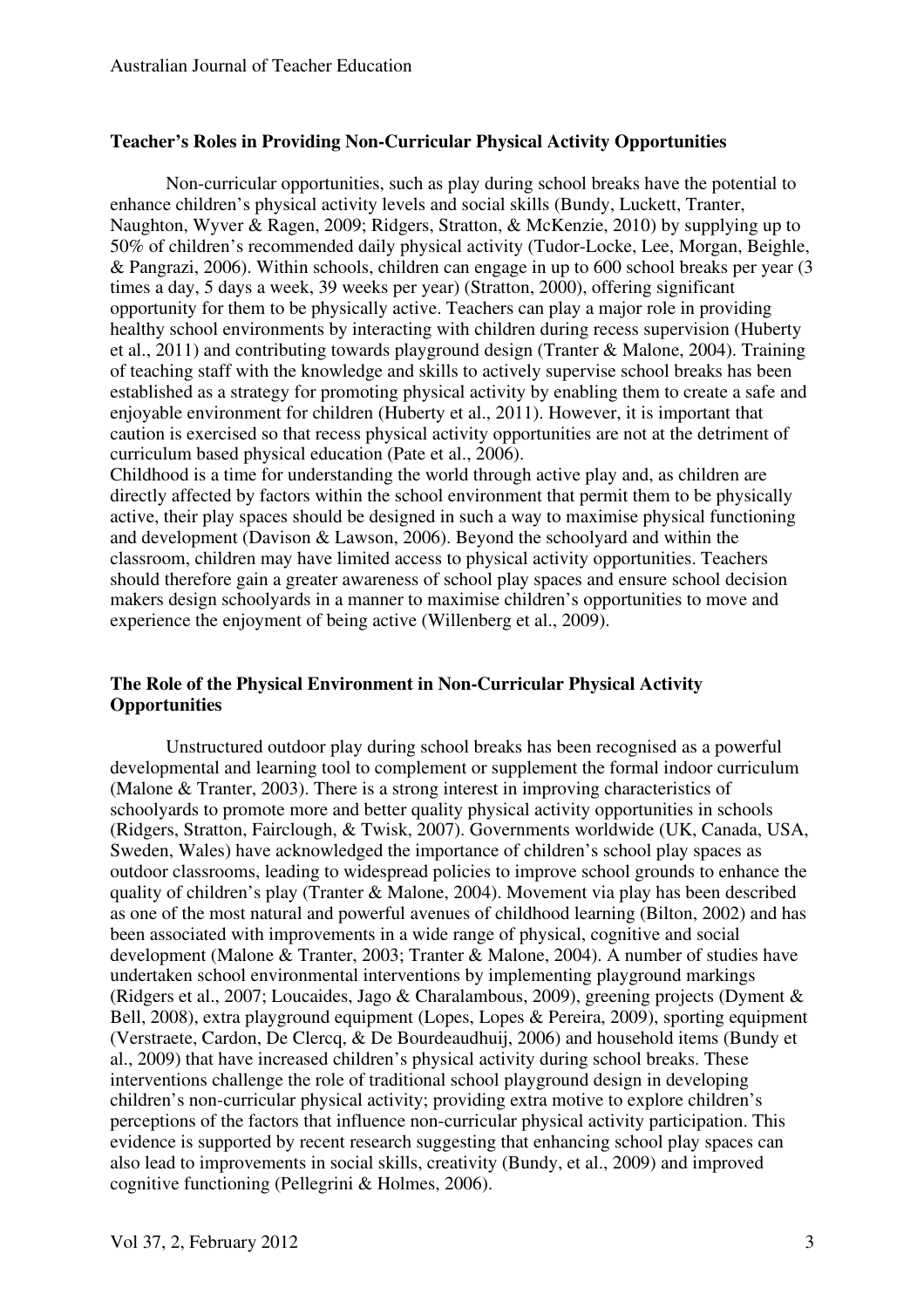### Teacher's Roles in Providing Non-Curricular Physical Activity Opportunities

Non-curricular opportunities, such as play during school breaks have the potential to enhance children's physical activity levels and social skills (Bundy, Luckett, Tranter, Naughton, Wyver & Ragen, 2009; Ridgers, Stratton, & McKenzie, 2010) by supplying up to 50% of children's recommended daily physical activity (Tudor-Locke, Lee, Morgan, Beighle, & Pangrazi, 2006). Within schools, children can engage in up to 600 school breaks per year (3 times a day, 5 days a week, 39 weeks per year) (Stratton, 2000), offering significant opportunity for them to be physically active. Teachers can play a major role in providing healthy school environments by interacting with children during recess supervision (Huberty et al., 2011) and contributing towards playground design (Tranter & Malone, 2004). Training of teaching staff with the knowledge and skills to actively supervise school breaks has been established as a strategy for promoting physical activity by enabling them to create a safe and enjoyable environment for children (Huberty et al., 2011). However, it is important that caution is exercised so that recess physical activity opportunities are not at the detriment of curriculum based physical education (Pate et al., 2006).

Childhood is a time for understanding the world through active play and, as children are directly affected by factors within the school environment that permit them to be physically active, their play spaces should be designed in such a way to maximise physical functioning and development (Davison & Lawson, 2006). Beyond the schoolyard and within the classroom, children may have limited access to physical activity opportunities. Teachers should therefore gain a greater awareness of school play spaces and ensure school decision makers design schoolyards in a manner to maximise children's opportunities to move and experience the enjoyment of being active (Willenberg et al., 2009).

### The Role of the Physical Environment in Non-Curricular Physical Activity Opportunities

Unstructured outdoor play during school breaks has been recognised as a powerful developmental and learning tool to complement or supplement the formal indoor curriculum (Malone & Tranter, 2003). There is a strong interest in improving characteristics of schoolyards to promote more and better quality physical activity opportunities in schools (Ridgers, Stratton, Fairclough, & Twisk, 2007). Governments worldwide (UK, Canada, USA, Sweden, Wales) have acknowledged the importance of children's school play spaces as outdoor classrooms, leading to widespread policies to improve school grounds to enhance the quality of children's play (Tranter & Malone, 2004). Movement via play has been described as one of the most natural and powerful avenues of childhood learning (Bilton, 2002) and has been associated with improvements in a wide range of physical, cognitive and social development (Malone & Tranter, 2003; Tranter & Malone, 2004). A number of studies have undertaken school environmental interventions by implementing playground markings (Ridgers et al., 2007; Loucaides, Jago & Charalambous, 2009), greening projects (Dyment & Bell, 2008), extra playground equipment (Lopes, Lopes & Pereira, 2009), sporting equipment (Verstraete, Cardon, De Clercq, & De Bourdeaudhuij, 2006) and household items (Bundy et al., 2009) that have increased children's physical activity during school breaks. These interventions challenge the role of traditional school playground design in developing children's non-curricular physical activity; providing extra motive to explore children's perceptions of the factors that influence non-curricular physical activity participation. This evidence is supported by recent research suggesting that enhancing school play spaces can also lead to improvements in social skills, creativity (Bundy, et al., 2009) and improved cognitive functioning (Pellegrini & Holmes, 2006).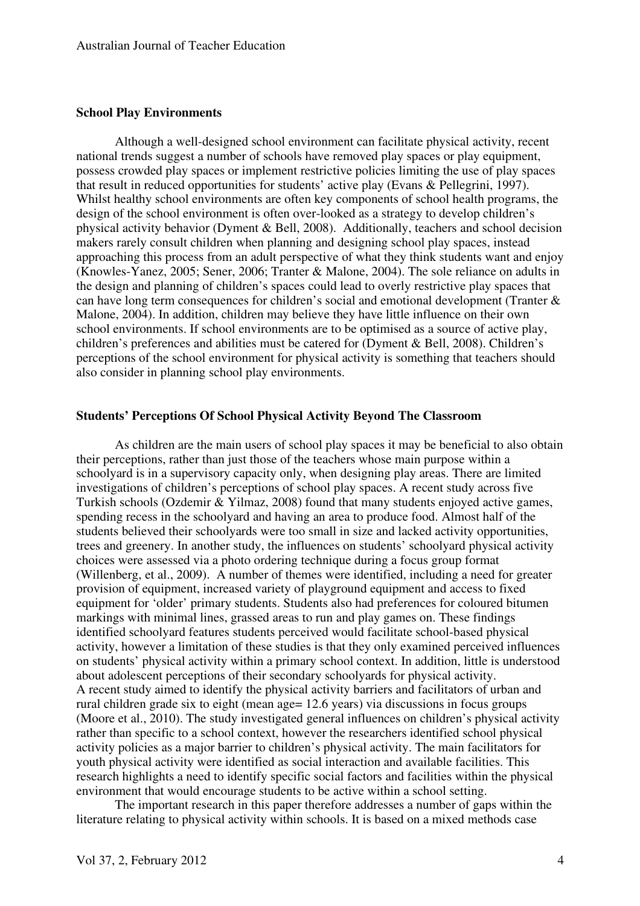**School Play Environments**

Although a well-designed school environment can facilitate physical activity, recent national trends suggest a number of schools have removed play spaces or play equipment, possess crowded play spaces or implement restrictive policies limiting the use of play spaces that result in reduced opportunities for students' active play (Evans & Pellegrini, 1997). Whilst healthy school environments are often key components of school health programs, the design of the school environment is often over-looked as a strategy to develop children's physical activity behavior (Dyment & Bell, 2008). Additionally, teachers and school decision makers rarely consult children when planning and designing school play spaces, instead approaching this process from an adult perspective of what they think students want and enjoy (Knowles-Yanez, 2005; Sener, 2006; Tranter & Malone, 2004). The sole reliance on adults in the design and planning of children's spaces could lead to overly restrictive play spaces that can have long term consequences for children's social and emotional development (Tranter & Malone, 2004). In addition, children may believe they have little influence on their own school environments. If school environments are to be optimised as a source of active play, children's preferences and abilities must be catered for (Dyment & Bell, 2008). Children's perceptions of the school environment for physical activity is something that teachers should also consider in planning school play environments.

**Students' Perceptions Of School Physical Activity Beyond The Classroom**

As children are the main users of school play spaces it may be beneficial to also obtain their perceptions, rather than just those of the teachers whose main purpose within a schoolyard is in a supervisory capacity only, when designing play areas. There are limited investigations of children's perceptions of school play spaces. A recent study across five Turkish schools (Ozdemir & Yilmaz, 2008) found that many students enjoyed active games, spending recess in the schoolyard and having an area to produce food. Almost half of the students believed their schoolyards were too small in size and lacked activity opportunities, trees and greenery. In another study, the influences on students' schoolyard physical activity choices were assessed via a photo ordering technique during a focus group format (Willenberg, et al., 2009). A number of themes were identified, including a need for greater provision of equipment, increased variety of playground equipment and access to fixed equipment for 'older' primary students. Students also had preferences for coloured bitumen markings with minimal lines, grassed areas to run and play games on. These findings identified schoolyard features students perceived would facilitate school-based physical activity, however a limitation of these studies is that they only examined perceived influences on students' physical activity within a primary school context. In addition, little is understood about adolescent perceptions of their secondary schoolyards for physical activity.
A recent study aimed to identify the physical activity barriers and facilitators of urban and rural children grade six to eight (mean age= 12.6 years) via discussions in focus groups (Moore et al., 2010). The study investigated general influences on children's physical activity rather than specific to a school context, however the researchers identified school physical activity policies as a major barrier to children's physical activity. The main facilitators for youth physical activity were identified as social interaction and available facilities. This research highlights a need to identify specific social factors and facilities within the physical environment that would encourage students to be active within a school setting.

The important research in this paper therefore addresses a number of gaps within the literature relating to physical activity within schools. It is based on a mixed methods case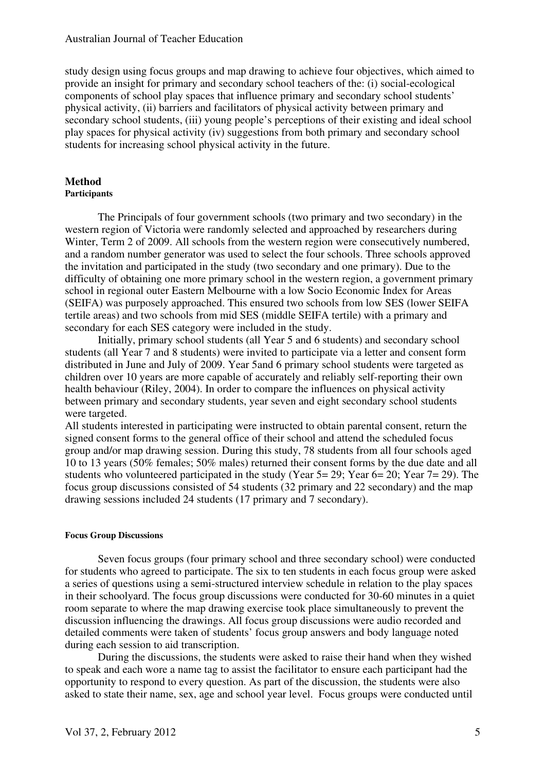study design using focus groups and map drawing to achieve four objectives, which aimed to provide an insight for primary and secondary school teachers of the: (i) social-ecological components of school play spaces that influence primary and secondary school students' physical activity, (ii) barriers and facilitators of physical activity between primary and secondary school students, (iii) young people's perceptions of their existing and ideal school play spaces for physical activity (iv) suggestions from both primary and secondary school students for increasing school physical activity in the future.

## Method

### Participants

The Principals of four government schools (two primary and two secondary) in the western region of Victoria were randomly selected and approached by researchers during Winter, Term 2 of 2009. All schools from the western region were consecutively numbered, and a random number generator was used to select the four schools. Three schools approved the invitation and participated in the study (two secondary and one primary). Due to the difficulty of obtaining one more primary school in the western region, a government primary school in regional outer Eastern Melbourne with a low Socio Economic Index for Areas (SEIFA) was purposely approached. This ensured two schools from low SES (lower SEIFA tertile areas) and two schools from mid SES (middle SEIFA tertile) with a primary and secondary for each SES category were included in the study.

Initially, primary school students (all Year 5 and 6 students) and secondary school students (all Year 7 and 8 students) were invited to participate via a letter and consent form distributed in June and July of 2009. Year 5and 6 primary school students were targeted as children over 10 years are more capable of accurately and reliably self-reporting their own health behaviour (Riley, 2004). In order to compare the influences on physical activity between primary and secondary students, year seven and eight secondary school students were targeted.

All students interested in participating were instructed to obtain parental consent, return the signed consent forms to the general office of their school and attend the scheduled focus group and/or map drawing session. During this study, 78 students from all four schools aged 10 to 13 years (50% females; 50% males) returned their consent forms by the due date and all students who volunteered participated in the study (Year 5= 29; Year 6= 20; Year 7= 29). The focus group discussions consisted of 54 students (32 primary and 22 secondary) and the map drawing sessions included 24 students (17 primary and 7 secondary).

### Focus Group Discussions

Seven focus groups (four primary school and three secondary school) were conducted for students who agreed to participate. The six to ten students in each focus group were asked a series of questions using a semi-structured interview schedule in relation to the play spaces in their schoolyard. The focus group discussions were conducted for 30-60 minutes in a quiet room separate to where the map drawing exercise took place simultaneously to prevent the discussion influencing the drawings. All focus group discussions were audio recorded and detailed comments were taken of students' focus group answers and body language noted during each session to aid transcription.

During the discussions, the students were asked to raise their hand when they wished to speak and each wore a name tag to assist the facilitator to ensure each participant had the opportunity to respond to every question. As part of the discussion, the students were also asked to state their name, sex, age and school year level. Focus groups were conducted until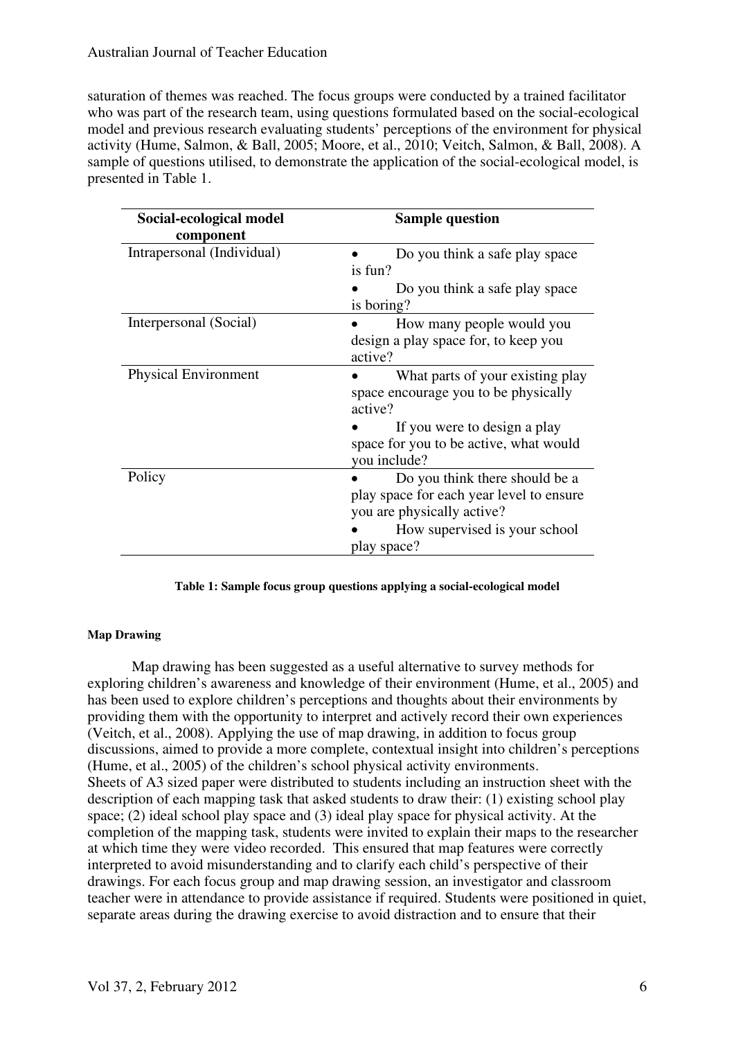saturation of themes was reached. The focus groups were conducted by a trained facilitator who was part of the research team, using questions formulated based on the social-ecological model and previous research evaluating students' perceptions of the environment for physical activity (Hume, Salmon, & Ball, 2005; Moore, et al., 2010; Veitch, Salmon, & Ball, 2008). A sample of questions utilised, to demonstrate the application of the social-ecological model, is presented in Table 1.

| Social-ecological model component | Sample question |
|---|---|
| Intrapersonal (Individual) | • Do you think a safe play space is fun?<br>• Do you think a safe play space is boring? |
| Interpersonal (Social) | • How many people would you design a play space for, to keep you active? |
| Physical Environment | • What parts of your existing play space encourage you to be physically active?<br>• If you were to design a play space for you to be active, what would you include? |
| Policy | • Do you think there should be a play space for each year level to ensure you are physically active?<br>• How supervised is your school play space? |

**Table 1: Sample focus group questions applying a social-ecological model**

#### Map Drawing

Map drawing has been suggested as a useful alternative to survey methods for exploring children's awareness and knowledge of their environment (Hume, et al., 2005) and has been used to explore children's perceptions and thoughts about their environments by providing them with the opportunity to interpret and actively record their own experiences (Veitch, et al., 2008). Applying the use of map drawing, in addition to focus group discussions, aimed to provide a more complete, contextual insight into children's perceptions (Hume, et al., 2005) of the children's school physical activity environments.
Sheets of A3 sized paper were distributed to students including an instruction sheet with the description of each mapping task that asked students to draw their: (1) existing school play space; (2) ideal school play space and (3) ideal play space for physical activity. At the completion of the mapping task, students were invited to explain their maps to the researcher at which time they were video recorded. This ensured that map features were correctly interpreted to avoid misunderstanding and to clarify each child's perspective of their drawings. For each focus group and map drawing session, an investigator and classroom teacher were in attendance to provide assistance if required. Students were positioned in quiet, separate areas during the drawing exercise to avoid distraction and to ensure that their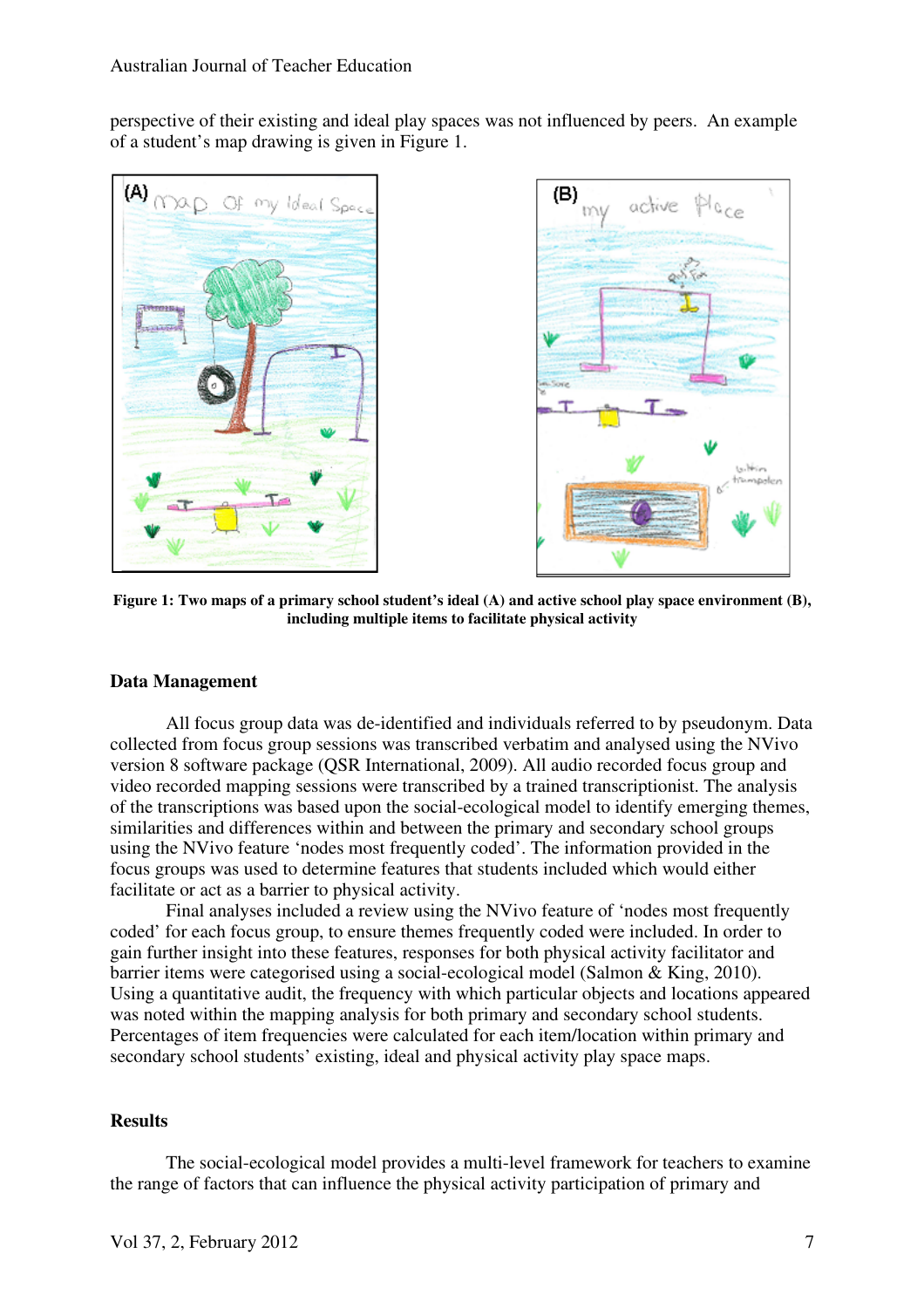perspective of their existing and ideal play spaces was not influenced by peers. An example of a student's map drawing is given in Figure 1.

**Figure 1: Two maps of a primary school student's ideal (A) and active school play space environment (B), including multiple items to facilitate physical activity**

### Data Management

All focus group data was de-identified and individuals referred to by pseudonym. Data collected from focus group sessions was transcribed verbatim and analysed using the NVivo version 8 software package (QSR International, 2009). All audio recorded focus group and video recorded mapping sessions were transcribed by a trained transcriptionist. The analysis of the transcriptions was based upon the social-ecological model to identify emerging themes, similarities and differences within and between the primary and secondary school groups using the NVivo feature 'nodes most frequently coded'. The information provided in the focus groups was used to determine features that students included which would either facilitate or act as a barrier to physical activity.

Final analyses included a review using the NVivo feature of 'nodes most frequently coded' for each focus group, to ensure themes frequently coded were included. In order to gain further insight into these features, responses for both physical activity facilitator and barrier items were categorised using a social-ecological model (Salmon & King, 2010). Using a quantitative audit, the frequency with which particular objects and locations appeared was noted within the mapping analysis for both primary and secondary school students. Percentages of item frequencies were calculated for each item/location within primary and secondary school students' existing, ideal and physical activity play space maps.

### Results

The social-ecological model provides a multi-level framework for teachers to examine the range of factors that can influence the physical activity participation of primary and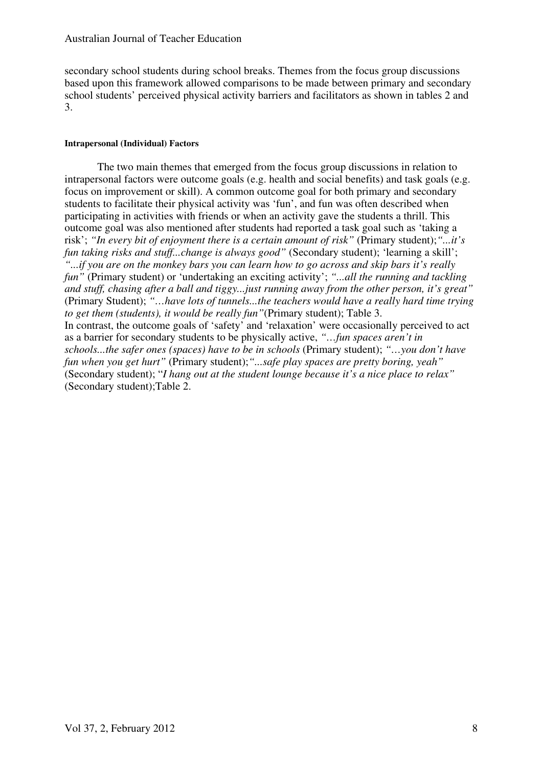secondary school students during school breaks. Themes from the focus group discussions based upon this framework allowed comparisons to be made between primary and secondary school students' perceived physical activity barriers and facilitators as shown in tables 2 and 3.

#### Intrapersonal (Individual) Factors

The two main themes that emerged from the focus group discussions in relation to intrapersonal factors were outcome goals (e.g. health and social benefits) and task goals (e.g. focus on improvement or skill). A common outcome goal for both primary and secondary students to facilitate their physical activity was 'fun', and fun was often described when participating in activities with friends or when an activity gave the students a thrill. This outcome goal was also mentioned after students had reported a task goal such as 'taking a risk'; *"In every bit of enjoyment there is a certain amount of risk"* (Primary student);*"...it's fun taking risks and stuff...change is always good"* (Secondary student); 'learning a skill'; *"...if you are on the monkey bars you can learn how to go across and skip bars it's really fun"* (Primary student) or 'undertaking an exciting activity'; *"...all the running and tackling and stuff, chasing after a ball and tiggy...just running away from the other person, it's great"* (Primary Student); *"…have lots of tunnels...the teachers would have a really hard time trying to get them (students), it would be really fun"*(Primary student); Table 3.
In contrast, the outcome goals of 'safety' and 'relaxation' were occasionally perceived to act as a barrier for secondary students to be physically active, *"…fun spaces aren't in schools...the safer ones (spaces) have to be in schools* (Primary student); *"…you don't have fun when you get hurt"* (Primary student);*"...safe play spaces are pretty boring, yeah"* (Secondary student); "*I hang out at the student lounge because it's a nice place to relax"* (Secondary student);Table 2.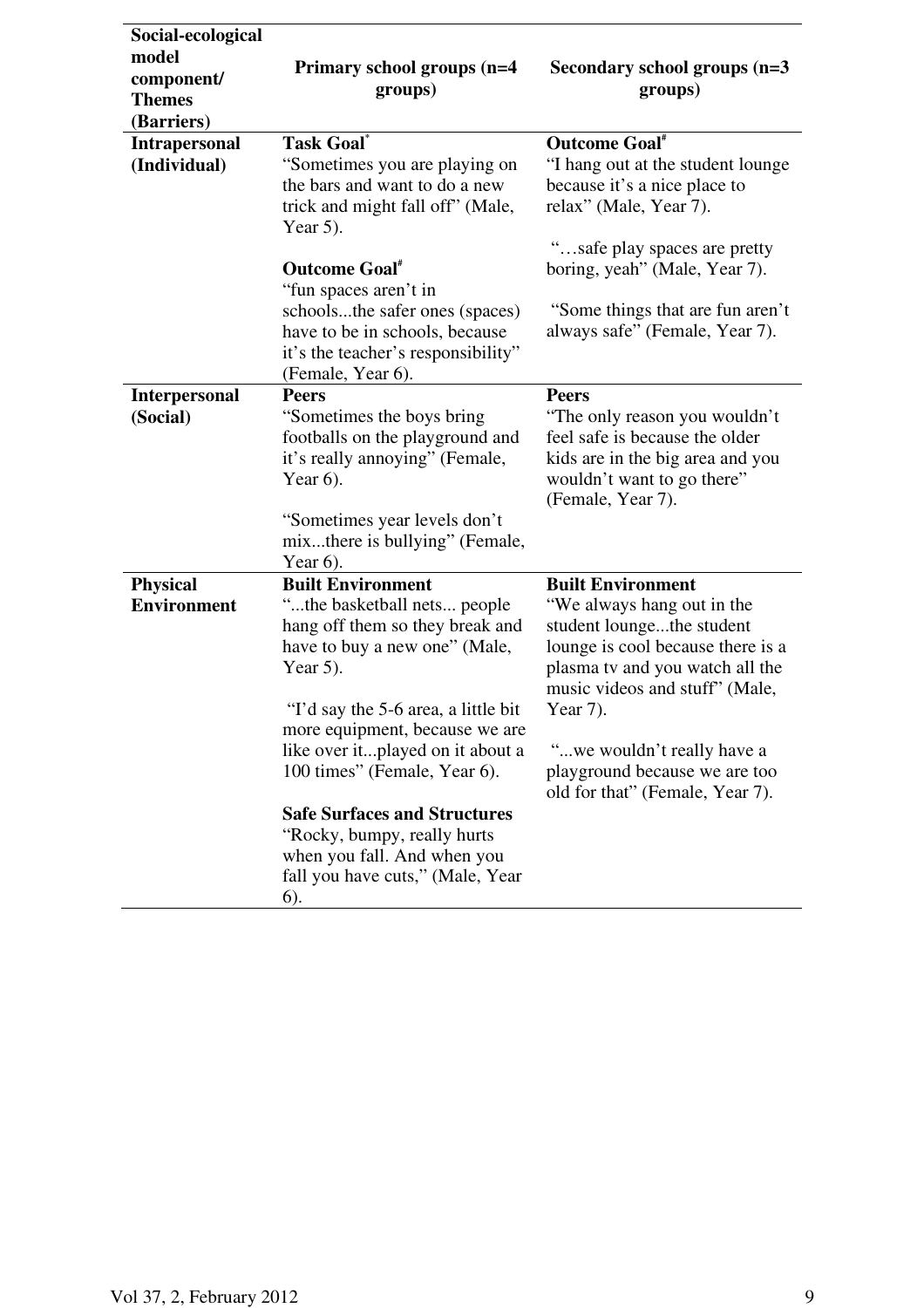| Social-ecological model component/ Themes (Barriers) | Primary school groups (n=4 groups) | Secondary school groups (n=3 groups) |
|---|---|---|
| **Intrapersonal (Individual)** | **Task Goal**[*] "Sometimes you are playing on the bars and want to do a new trick and might fall off" (Male, Year 5). **Outcome Goal**[#] "fun spaces aren't in schools...the safer ones (spaces) have to be in schools, because it's the teacher's responsibility" (Female, Year 6). | **Outcome Goal**[#] "I hang out at the student lounge because it's a nice place to relax" (Male, Year 7). "…safe play spaces are pretty boring, yeah" (Male, Year 7). "Some things that are fun aren't always safe" (Female, Year 7). |
| **Interpersonal (Social)** | **Peers** "Sometimes the boys bring footballs on the playground and it's really annoying" (Female, Year 6). "Sometimes year levels don't mix...there is bullying" (Female, Year 6). | **Peers** "The only reason you wouldn't feel safe is because the older kids are in the big area and you wouldn't want to go there" (Female, Year 7). |
| **Physical Environment** | **Built Environment** "...the basketball nets... people hang off them so they break and have to buy a new one" (Male, Year 5). "I'd say the 5-6 area, a little bit more equipment, because we are like over it...played on it about a 100 times" (Female, Year 6). **Safe Surfaces and Structures** "Rocky, bumpy, really hurts when you fall. And when you fall you have cuts," (Male, Year 6). | **Built Environment** "We always hang out in the student lounge...the student lounge is cool because there is a plasma tv and you watch all the music videos and stuff" (Male, Year 7). "...we wouldn't really have a playground because we are too old for that" (Female, Year 7). |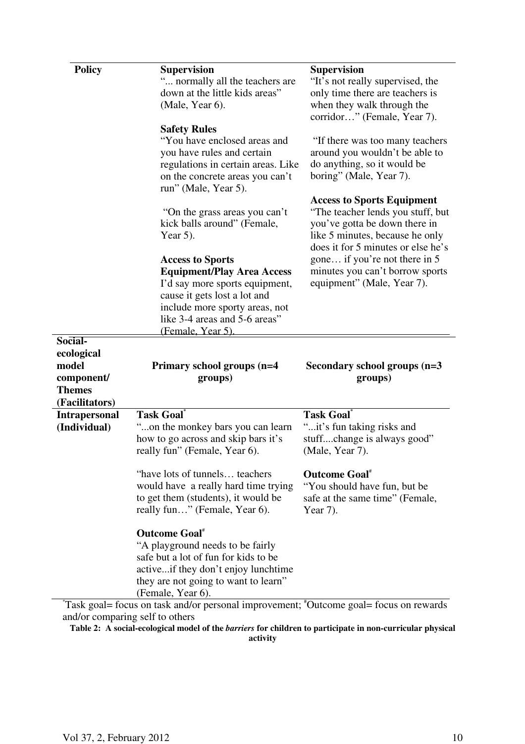| Policy | **Supervision**<br>"... normally all the teachers are down at the little kids areas" (Male, Year 6).<br><br>**Safety Rules**<br>"You have enclosed areas and you have rules and certain regulations in certain areas. Like on the concrete areas you can't run" (Male, Year 5).<br><br>"On the grass areas you can't kick balls around" (Female, Year 5).<br><br>**Access to Sports Equipment/Play Area Access**<br>I'd say more sports equipment, cause it gets lost a lot and include more sporty areas, not like 3-4 areas and 5-6 areas" (Female, Year 5). | **Supervision**<br>"It's not really supervised, the only time there are teachers is when they walk through the corridor…" (Female, Year 7).<br><br>"If there was too many teachers around you wouldn't be able to do anything, so it would be boring" (Male, Year 7).<br><br>**Access to Sports Equipment**<br>"The teacher lends you stuff, but you've gotta be down there in like 5 minutes, because he only does it for 5 minutes or else he's gone… if you're not there in 5 minutes you can't borrow sports equipment" (Male, Year 7). |
|---|---|---|
| **Social-ecological model component/ Themes (Facilitators)** | **Primary school groups (n=4 groups)** | **Secondary school groups (n=3 groups)** |
| **Intrapersonal (Individual)** | **Task Goal*** <br>"...on the monkey bars you can learn how to go across and skip bars it's really fun" (Female, Year 6).<br><br>"have lots of tunnels… teachers would have a really hard time trying to get them (students), it would be really fun…" (Female, Year 6).<br><br>**Outcome Goal#**<br>"A playground needs to be fairly safe but a lot of fun for kids to be active...if they don't enjoy lunchtime they are not going to want to learn" (Female, Year 6). | **Task Goal***<br>"...it's fun taking risks and stuff....change is always good" (Male, Year 7).<br><br>**Outcome Goal#**<br>"You should have fun, but be safe at the same time" (Female, Year 7). |

*Task goal= focus on task and/or personal improvement; #Outcome goal= focus on rewards and/or comparing self to others

**Table 2: A social-ecological model of the *barriers* for children to participate in non-curricular physical activity**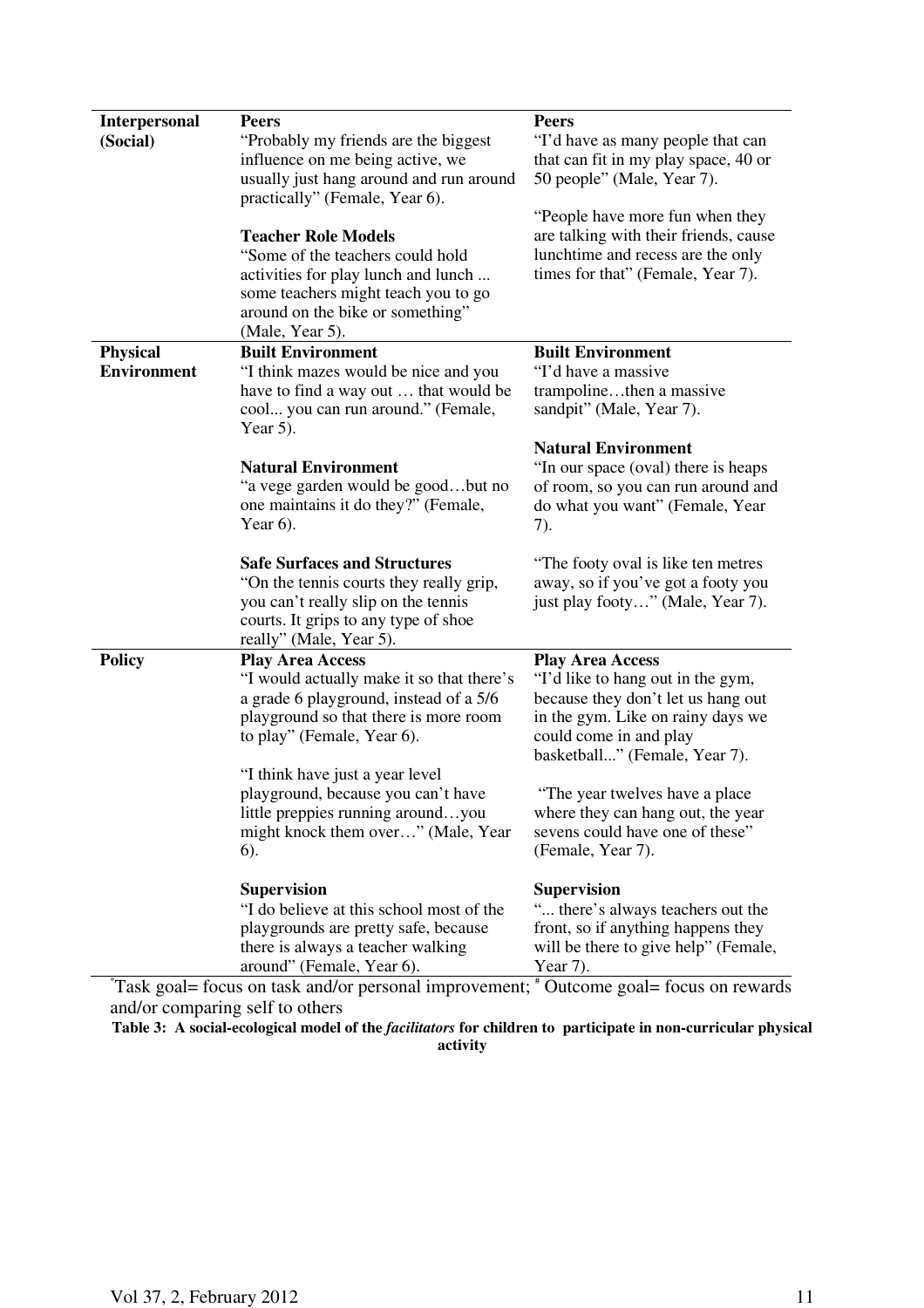| | | |
|---|---|---|
| **Interpersonal (Social)** | **Peers**<br>"Probably my friends are the biggest influence on me being active, we usually just hang around and run around practically" (Female, Year 6).<br><br>**Teacher Role Models**<br>"Some of the teachers could hold activities for play lunch and lunch ... some teachers might teach you to go around on the bike or something" (Male, Year 5). | **Peers**<br>"I'd have as many people that can that can fit in my play space, 40 or 50 people" (Male, Year 7).<br><br>"People have more fun when they are talking with their friends, cause lunchtime and recess are the only times for that" (Female, Year 7). |
| **Physical Environment** | **Built Environment**<br>"I think mazes would be nice and you have to find a way out … that would be cool... you can run around." (Female, Year 5).<br><br>**Natural Environment**<br>"a vege garden would be good…but no one maintains it do they?" (Female, Year 6).<br><br>**Safe Surfaces and Structures**<br>"On the tennis courts they really grip, you can't really slip on the tennis courts. It grips to any type of shoe really" (Male, Year 5). | **Built Environment**<br>"I'd have a massive trampoline…then a massive sandpit" (Male, Year 7).<br><br>**Natural Environment**<br>"In our space (oval) there is heaps of room, so you can run around and do what you want" (Female, Year 7).<br><br>"The footy oval is like ten metres away, so if you've got a footy you just play footy…" (Male, Year 7). |
| **Policy** | **Play Area Access**<br>"I would actually make it so that there's a grade 6 playground, instead of a 5/6 playground so that there is more room to play" (Female, Year 6).<br><br>"I think have just a year level playground, because you can't have little preppies running around…you might knock them over…" (Male, Year 6).<br><br>**Supervision**<br>"I do believe at this school most of the playgrounds are pretty safe, because there is always a teacher walking around" (Female, Year 6). | **Play Area Access**<br>"I'd like to hang out in the gym, because they don't let us hang out in the gym. Like on rainy days we could come in and play basketball..." (Female, Year 7).<br><br>"The year twelves have a place where they can hang out, the year sevens could have one of these" (Female, Year 7).<br><br>**Supervision**<br>"... there's always teachers out the front, so if anything happens they will be there to give help" (Female, Year 7). |

[*]Task goal= focus on task and/or personal improvement; [#] Outcome goal= focus on rewards and/or comparing self to others

**Table 3: A social-ecological model of the *facilitators* for children to participate in non-curricular physical activity**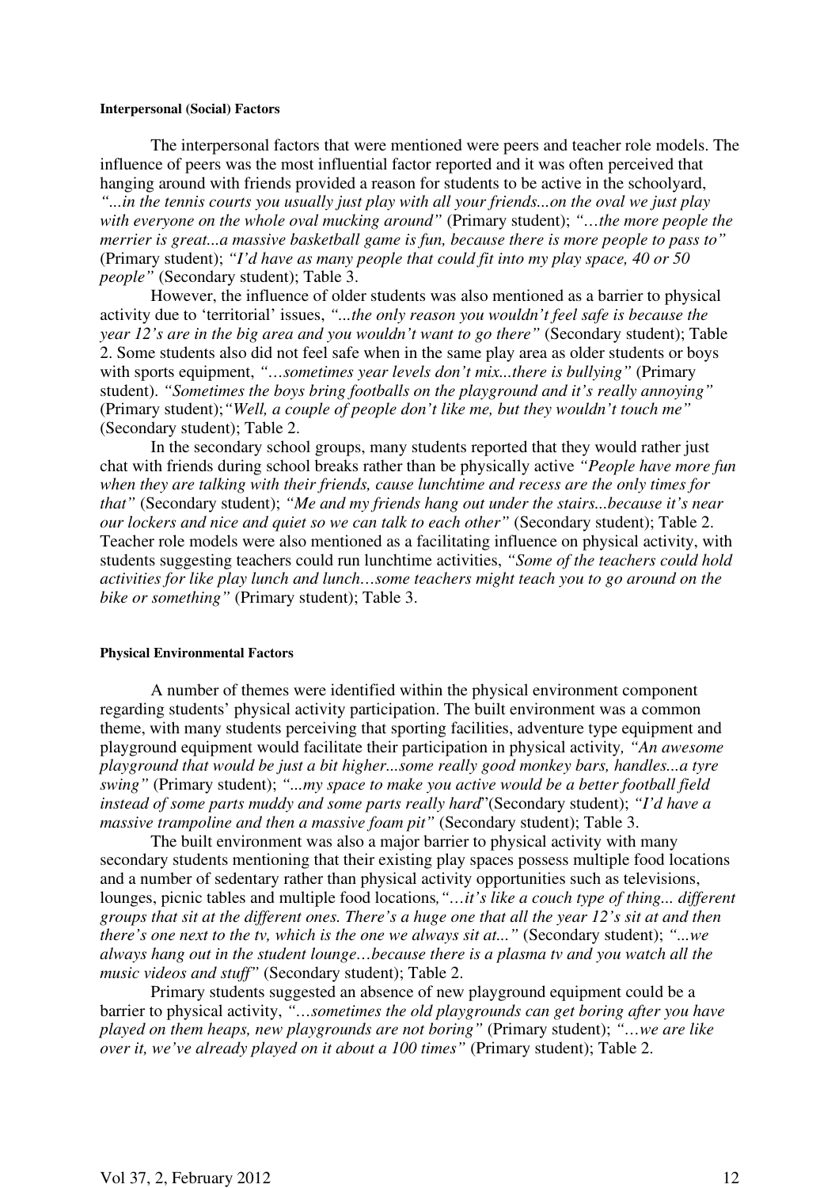#### Interpersonal (Social) Factors

The interpersonal factors that were mentioned were peers and teacher role models. The influence of peers was the most influential factor reported and it was often perceived that hanging around with friends provided a reason for students to be active in the schoolyard, *"...in the tennis courts you usually just play with all your friends...on the oval we just play with everyone on the whole oval mucking around"* (Primary student); *"…the more people the merrier is great...a massive basketball game is fun, because there is more people to pass to"* (Primary student); *"I'd have as many people that could fit into my play space, 40 or 50 people"* (Secondary student); Table 3.

However, the influence of older students was also mentioned as a barrier to physical activity due to 'territorial' issues, *"...the only reason you wouldn't feel safe is because the year 12's are in the big area and you wouldn't want to go there"* (Secondary student); Table 2. Some students also did not feel safe when in the same play area as older students or boys with sports equipment, *"…sometimes year levels don't mix...there is bullying"* (Primary student). *"Sometimes the boys bring footballs on the playground and it's really annoying"* (Primary student);*"Well, a couple of people don't like me, but they wouldn't touch me"* (Secondary student); Table 2.

In the secondary school groups, many students reported that they would rather just chat with friends during school breaks rather than be physically active *"People have more fun when they are talking with their friends, cause lunchtime and recess are the only times for that"* (Secondary student); *"Me and my friends hang out under the stairs...because it's near our lockers and nice and quiet so we can talk to each other"* (Secondary student); Table 2. Teacher role models were also mentioned as a facilitating influence on physical activity, with students suggesting teachers could run lunchtime activities, *"Some of the teachers could hold activities for like play lunch and lunch…some teachers might teach you to go around on the bike or something"* (Primary student); Table 3.

#### Physical Environmental Factors

A number of themes were identified within the physical environment component regarding students' physical activity participation. The built environment was a common theme, with many students perceiving that sporting facilities, adventure type equipment and playground equipment would facilitate their participation in physical activity*, "An awesome playground that would be just a bit higher...some really good monkey bars, handles...a tyre swing"* (Primary student); *"...my space to make you active would be a better football field instead of some parts muddy and some parts really hard*"(Secondary student); *"I'd have a massive trampoline and then a massive foam pit"* (Secondary student); Table 3.

The built environment was also a major barrier to physical activity with many secondary students mentioning that their existing play spaces possess multiple food locations and a number of sedentary rather than physical activity opportunities such as televisions, lounges, picnic tables and multiple food locations*,"…it's like a couch type of thing... different groups that sit at the different ones. There's a huge one that all the year 12's sit at and then there's one next to the tv, which is the one we always sit at..."* (Secondary student); *"...we always hang out in the student lounge…because there is a plasma tv and you watch all the music videos and stuff"* (Secondary student); Table 2.

Primary students suggested an absence of new playground equipment could be a barrier to physical activity, *"…sometimes the old playgrounds can get boring after you have played on them heaps, new playgrounds are not boring"* (Primary student); *"…we are like over it, we've already played on it about a 100 times"* (Primary student); Table 2.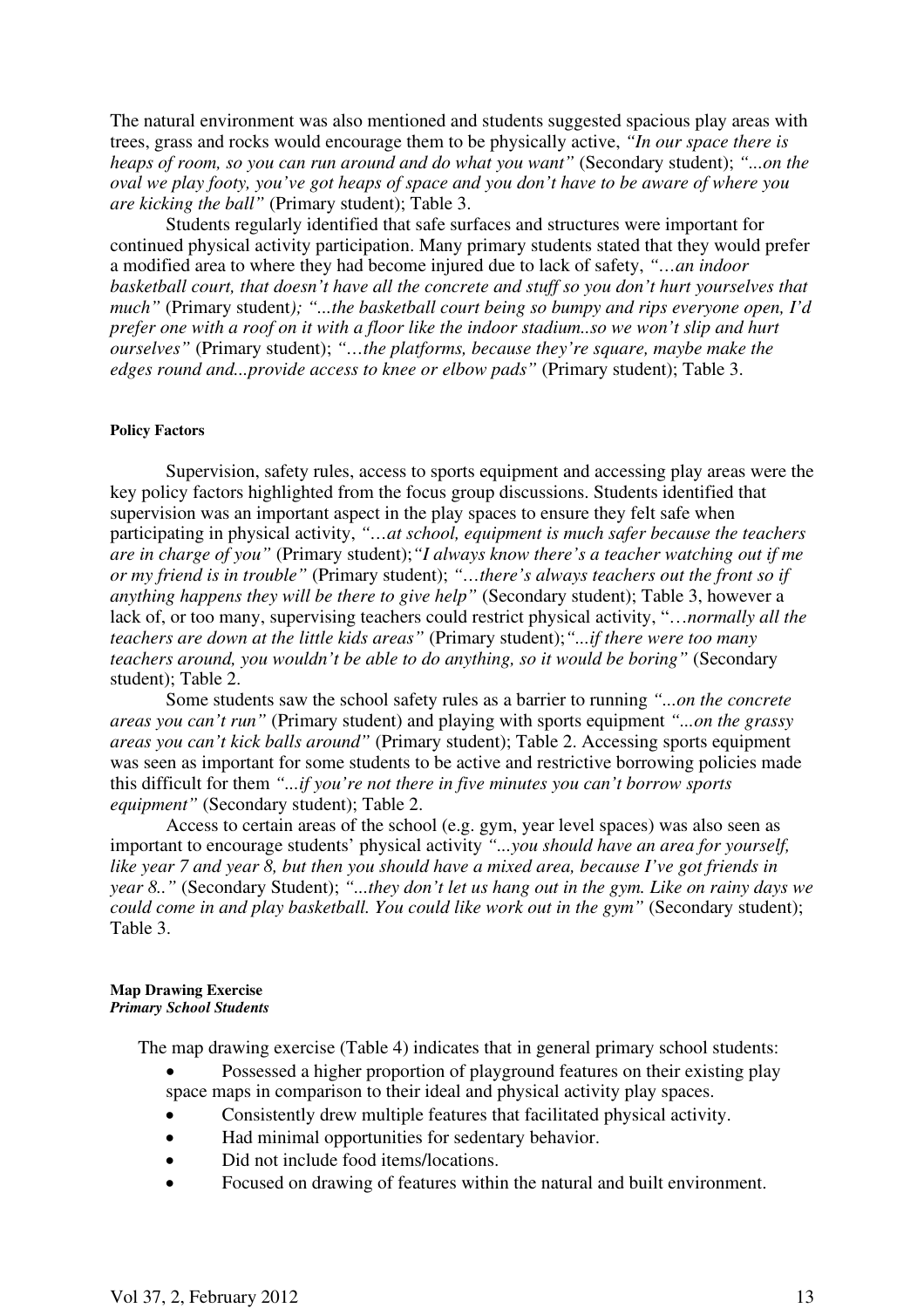The natural environment was also mentioned and students suggested spacious play areas with trees, grass and rocks would encourage them to be physically active, *"In our space there is heaps of room, so you can run around and do what you want"* (Secondary student); *"...on the oval we play footy, you've got heaps of space and you don't have to be aware of where you are kicking the ball"* (Primary student); Table 3.

Students regularly identified that safe surfaces and structures were important for continued physical activity participation. Many primary students stated that they would prefer a modified area to where they had become injured due to lack of safety, *"…an indoor basketball court, that doesn't have all the concrete and stuff so you don't hurt yourselves that much"* (Primary student); *"...the basketball court being so bumpy and rips everyone open, I'd prefer one with a roof on it with a floor like the indoor stadium..so we won't slip and hurt ourselves"* (Primary student); *"…the platforms, because they're square, maybe make the edges round and...provide access to knee or elbow pads"* (Primary student); Table 3.

#### Policy Factors

Supervision, safety rules, access to sports equipment and accessing play areas were the key policy factors highlighted from the focus group discussions. Students identified that supervision was an important aspect in the play spaces to ensure they felt safe when participating in physical activity, *"…at school, equipment is much safer because the teachers are in charge of you"* (Primary student);*"I always know there's a teacher watching out if me or my friend is in trouble"* (Primary student); *"…there's always teachers out the front so if anything happens they will be there to give help"* (Secondary student); Table 3, however a lack of, or too many, supervising teachers could restrict physical activity, "*…normally all the teachers are down at the little kids areas"* (Primary student);*"...if there were too many teachers around, you wouldn't be able to do anything, so it would be boring"* (Secondary student); Table 2.

Some students saw the school safety rules as a barrier to running *"...on the concrete areas you can't run"* (Primary student) and playing with sports equipment *"...on the grassy areas you can't kick balls around"* (Primary student); Table 2. Accessing sports equipment was seen as important for some students to be active and restrictive borrowing policies made this difficult for them *"...if you're not there in five minutes you can't borrow sports equipment"* (Secondary student); Table 2.

Access to certain areas of the school (e.g. gym, year level spaces) was also seen as important to encourage students' physical activity *"...you should have an area for yourself, like year 7 and year 8, but then you should have a mixed area, because I've got friends in year 8.."* (Secondary Student); *"...they don't let us hang out in the gym. Like on rainy days we could come in and play basketball. You could like work out in the gym"* (Secondary student); Table 3.

#### Map Drawing Exercise
***Primary School Students***

The map drawing exercise (Table 4) indicates that in general primary school students:

- Possessed a higher proportion of playground features on their existing play space maps in comparison to their ideal and physical activity play spaces.
- Consistently drew multiple features that facilitated physical activity.
- Had minimal opportunities for sedentary behavior.
- Did not include food items/locations.
- Focused on drawing of features within the natural and built environment.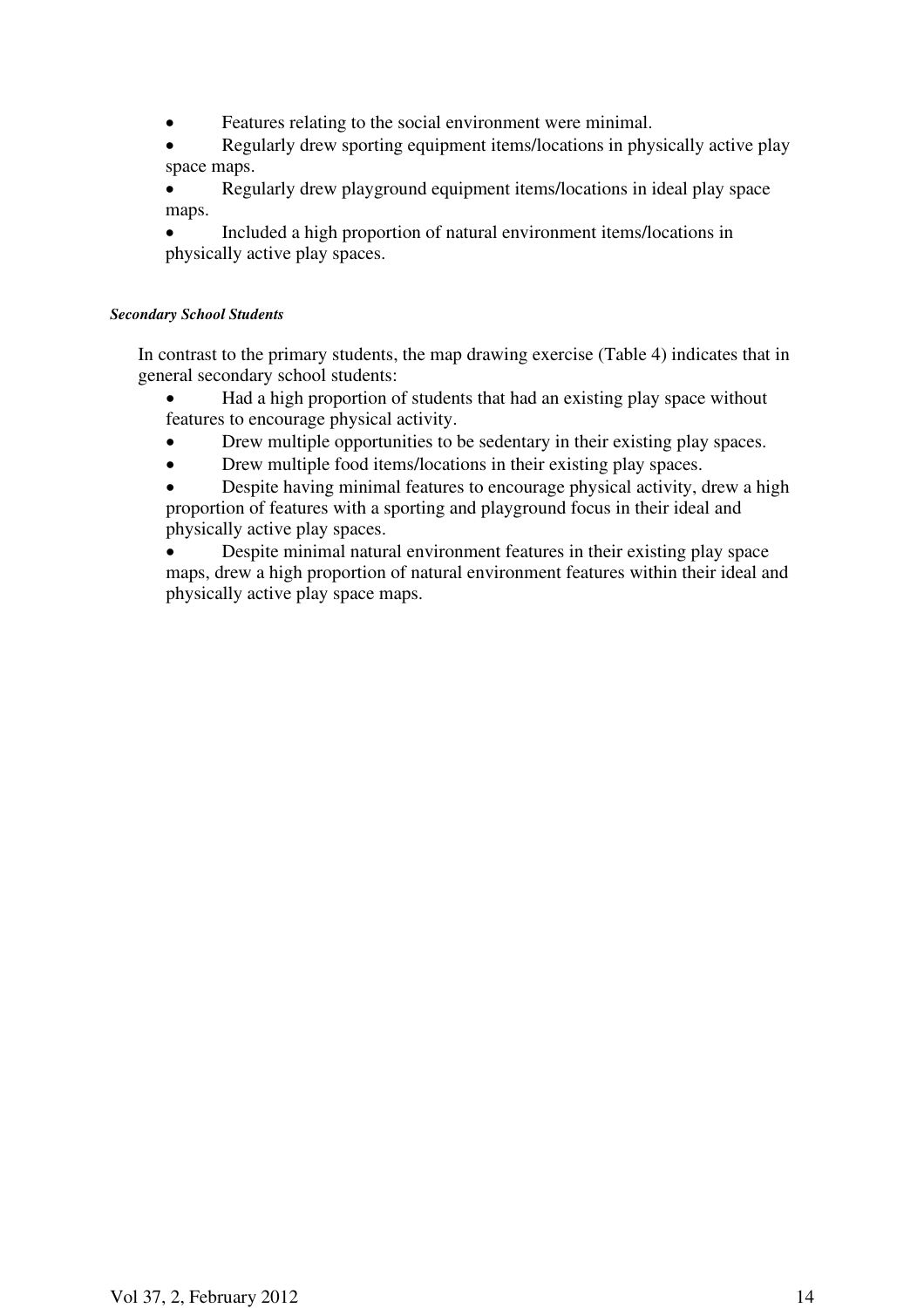- Features relating to the social environment were minimal.
- Regularly drew sporting equipment items/locations in physically active play space maps.
- Regularly drew playground equipment items/locations in ideal play space maps.
- Included a high proportion of natural environment items/locations in physically active play spaces.

#### *Secondary School Students*

In contrast to the primary students, the map drawing exercise (Table 4) indicates that in general secondary school students:

- Had a high proportion of students that had an existing play space without features to encourage physical activity.
- Drew multiple opportunities to be sedentary in their existing play spaces.
- Drew multiple food items/locations in their existing play spaces.
- Despite having minimal features to encourage physical activity, drew a high proportion of features with a sporting and playground focus in their ideal and physically active play spaces.
- Despite minimal natural environment features in their existing play space maps, drew a high proportion of natural environment features within their ideal and physically active play space maps.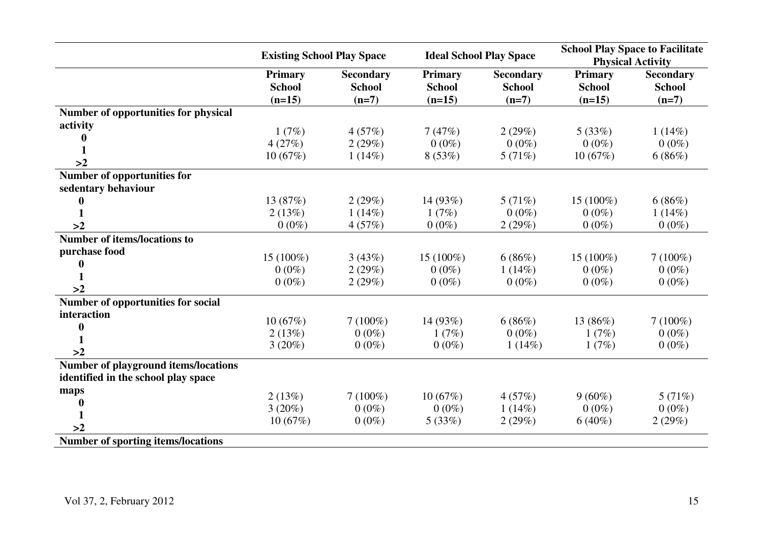| | Existing School Play Space | | Ideal School Play Space | | School Play Space to Facilitate Physical Activity | |
|---|---|---|---|---|---|---|
| | Primary School (n=15) | Secondary School (n=7) | Primary School (n=15) | Secondary School (n=7) | Primary School (n=15) | Secondary School (n=7) |
| **Number of opportunities for physical activity** | | | | | | |
| **0** | 1 (7%) | 4 (57%) | 7 (47%) | 2 (29%) | 5 (33%) | 1 (14%) |
| **1** | 4 (27%) | 2 (29%) | 0 (0%) | 0 (0%) | 0 (0%) | 0 (0%) |
| **>2** | 10 (67%) | 1 (14%) | 8 (53%) | 5 (71%) | 10 (67%) | 6 (86%) |
| **Number of opportunities for sedentary behaviour** | | | | | | |
| **0** | 13 (87%) | 2 (29%) | 14 (93%) | 5 (71%) | 15 (100%) | 6 (86%) |
| **1** | 2 (13%) | 1 (14%) | 1 (7%) | 0 (0%) | 0 (0%) | 1 (14%) |
| **>2** | 0 (0%) | 4 (57%) | 0 (0%) | 2 (29%) | 0 (0%) | 0 (0%) |
| **Number of items/locations to purchase food** | | | | | | |
| **0** | 15 (100%) | 3 (43%) | 15 (100%) | 6 (86%) | 15 (100%) | 7 (100%) |
| **1** | 0 (0%) | 2 (29%) | 0 (0%) | 1 (14%) | 0 (0%) | 0 (0%) |
| **>2** | 0 (0%) | 2 (29%) | 0 (0%) | 0 (0%) | 0 (0%) | 0 (0%) |
| **Number of opportunities for social interaction** | | | | | | |
| **0** | 10 (67%) | 7 (100%) | 14 (93%) | 6 (86%) | 13 (86%) | 7 (100%) |
| **1** | 2 (13%) | 0 (0%) | 1 (7%) | 0 (0%) | 1 (7%) | 0 (0%) |
| **>2** | 3 (20%) | 0 (0%) | 0 (0%) | 1 (14%) | 1 (7%) | 0 (0%) |
| **Number of playground items/locations identified in the school play space maps** | | | | | | |
| **0** | 2 (13%) | 7 (100%) | 10 (67%) | 4 (57%) | 9 (60%) | 5 (71%) |
| **1** | 3 (20%) | 0 (0%) | 0 (0%) | 1 (14%) | 0 (0%) | 0 (0%) |
| **>2** | 10 (67%) | 0 (0%) | 5 (33%) | 2 (29%) | 6 (40%) | 2 (29%) |
| **Number of sporting items/locations** | | | | | | |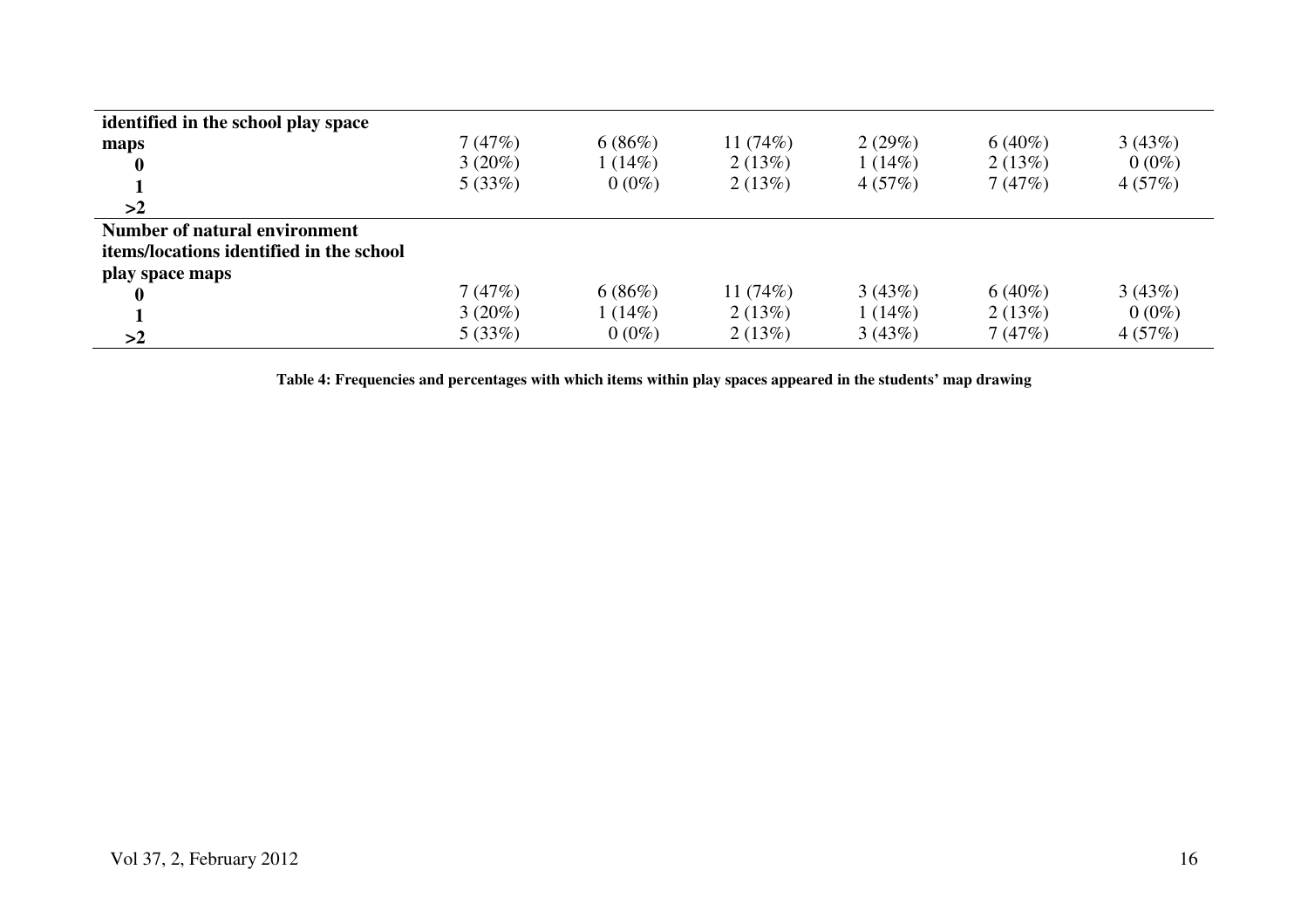| | | | | | | |
|---|---|---|---|---|---|---|
| **identified in the school play space maps** | | | | | | |
| **0** | 7 (47%) | 6 (86%) | 11 (74%) | 2 (29%) | 6 (40%) | 3 (43%) |
| **1** | 3 (20%) | 1 (14%) | 2 (13%) | 1 (14%) | 2 (13%) | 0 (0%) |
| **>2** | 5 (33%) | 0 (0%) | 2 (13%) | 4 (57%) | 7 (47%) | 4 (57%) |
| **Number of natural environment items/locations identified in the school play space maps** | | | | | | |
| **0** | 7 (47%) | 6 (86%) | 11 (74%) | 3 (43%) | 6 (40%) | 3 (43%) |
| **1** | 3 (20%) | 1 (14%) | 2 (13%) | 1 (14%) | 2 (13%) | 0 (0%) |
| **>2** | 5 (33%) | 0 (0%) | 2 (13%) | 3 (43%) | 7 (47%) | 4 (57%) |

**Table 4: Frequencies and percentages with which items within play spaces appeared in the students' map drawing**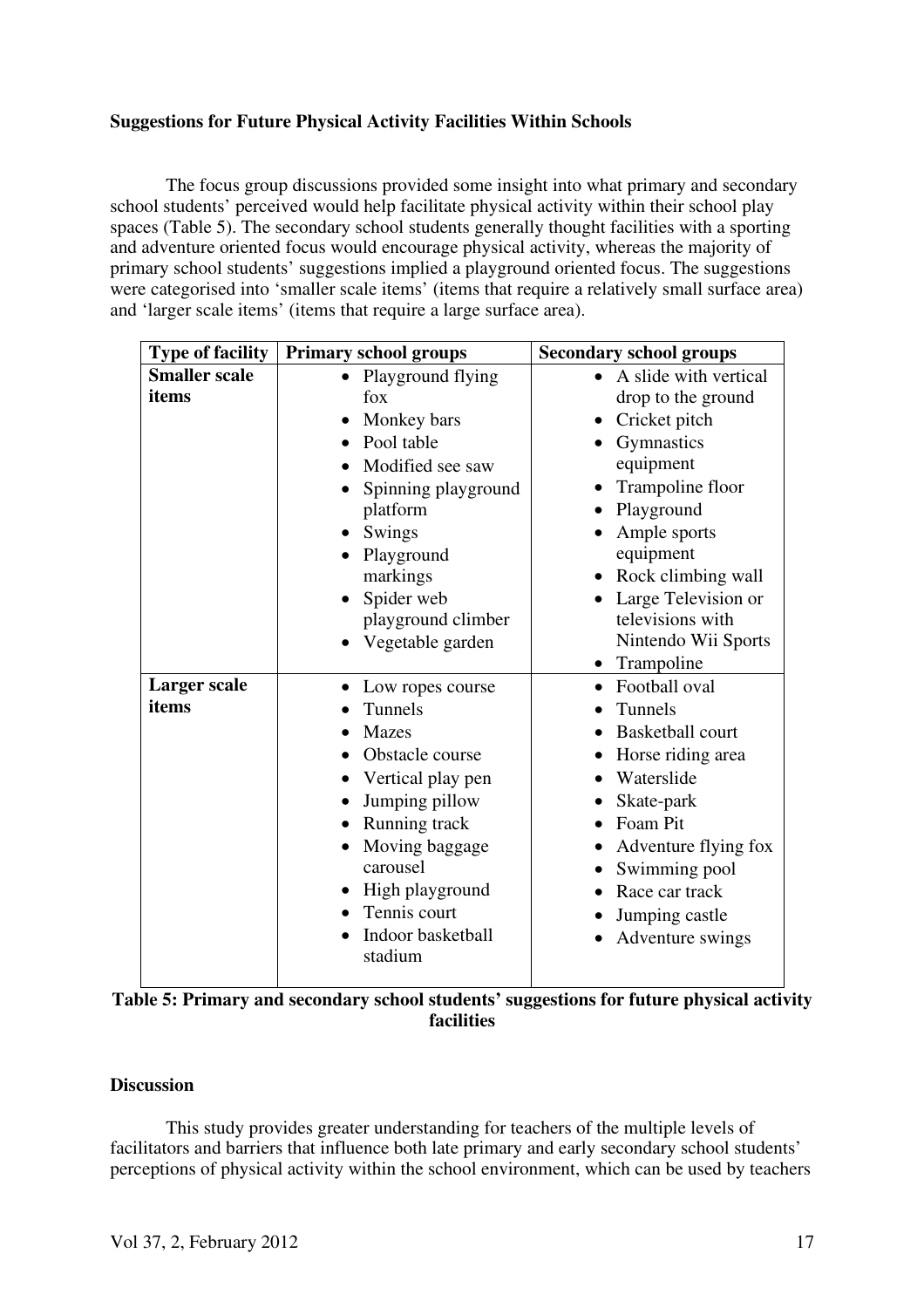**Suggestions for Future Physical Activity Facilities Within Schools**

The focus group discussions provided some insight into what primary and secondary school students' perceived would help facilitate physical activity within their school play spaces (Table 5). The secondary school students generally thought facilities with a sporting and adventure oriented focus would encourage physical activity, whereas the majority of primary school students' suggestions implied a playground oriented focus. The suggestions were categorised into 'smaller scale items' (items that require a relatively small surface area) and 'larger scale items' (items that require a large surface area).

| Type of facility | Primary school groups | Secondary school groups |
|---|---|---|
| **Smaller scale items** | • Playground flying fox<br>• Monkey bars<br>• Pool table<br>• Modified see saw<br>• Spinning playground platform<br>• Swings<br>• Playground markings<br>• Spider web playground climber<br>• Vegetable garden | • A slide with vertical drop to the ground<br>• Cricket pitch<br>• Gymnastics equipment<br>• Trampoline floor<br>• Playground<br>• Ample sports equipment<br>• Rock climbing wall<br>• Large Television or televisions with Nintendo Wii Sports<br>• Trampoline |
| **Larger scale items** | • Low ropes course<br>• Tunnels<br>• Mazes<br>• Obstacle course<br>• Vertical play pen<br>• Jumping pillow<br>• Running track<br>• Moving baggage carousel<br>• High playground<br>• Tennis court<br>• Indoor basketball stadium | • Football oval<br>• Tunnels<br>• Basketball court<br>• Horse riding area<br>• Waterslide<br>• Skate-park<br>• Foam Pit<br>• Adventure flying fox<br>• Swimming pool<br>• Race car track<br>• Jumping castle<br>• Adventure swings |

**Table 5: Primary and secondary school students' suggestions for future physical activity facilities**

**Discussion**

This study provides greater understanding for teachers of the multiple levels of facilitators and barriers that influence both late primary and early secondary school students' perceptions of physical activity within the school environment, which can be used by teachers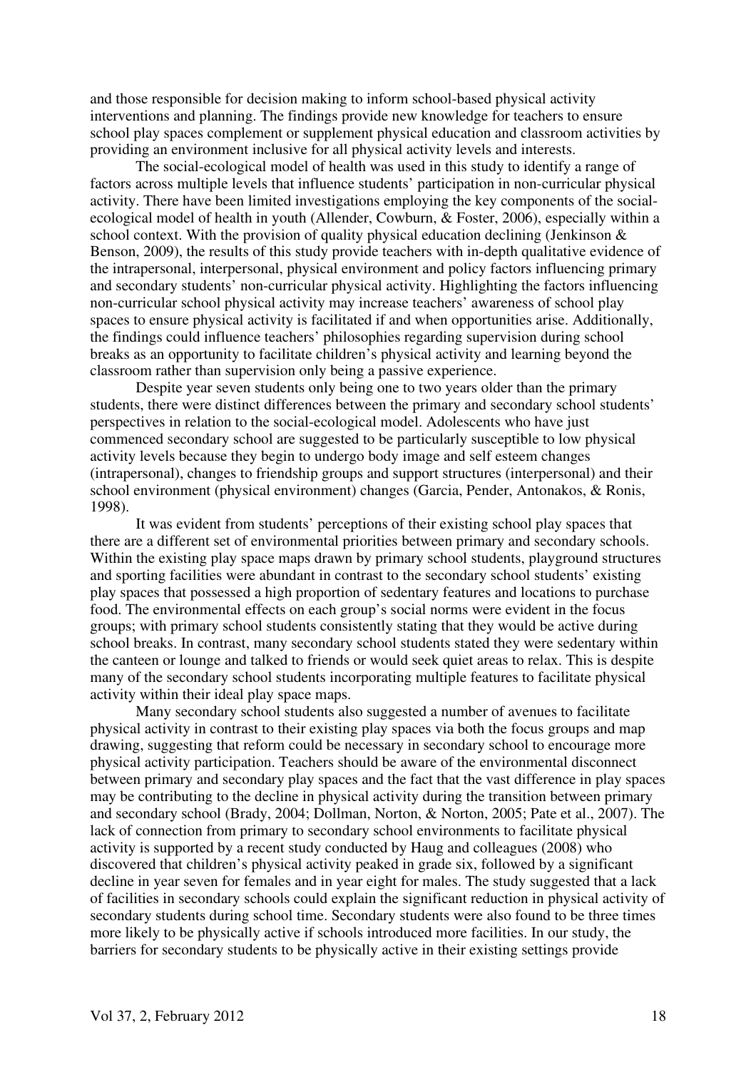and those responsible for decision making to inform school-based physical activity interventions and planning. The findings provide new knowledge for teachers to ensure school play spaces complement or supplement physical education and classroom activities by providing an environment inclusive for all physical activity levels and interests.

The social-ecological model of health was used in this study to identify a range of factors across multiple levels that influence students' participation in non-curricular physical activity. There have been limited investigations employing the key components of the social-ecological model of health in youth (Allender, Cowburn, & Foster, 2006), especially within a school context. With the provision of quality physical education declining (Jenkinson & Benson, 2009), the results of this study provide teachers with in-depth qualitative evidence of the intrapersonal, interpersonal, physical environment and policy factors influencing primary and secondary students' non-curricular physical activity. Highlighting the factors influencing non-curricular school physical activity may increase teachers' awareness of school play spaces to ensure physical activity is facilitated if and when opportunities arise. Additionally, the findings could influence teachers' philosophies regarding supervision during school breaks as an opportunity to facilitate children's physical activity and learning beyond the classroom rather than supervision only being a passive experience.

Despite year seven students only being one to two years older than the primary students, there were distinct differences between the primary and secondary school students' perspectives in relation to the social-ecological model. Adolescents who have just commenced secondary school are suggested to be particularly susceptible to low physical activity levels because they begin to undergo body image and self esteem changes (intrapersonal), changes to friendship groups and support structures (interpersonal) and their school environment (physical environment) changes (Garcia, Pender, Antonakos, & Ronis, 1998).

It was evident from students' perceptions of their existing school play spaces that there are a different set of environmental priorities between primary and secondary schools. Within the existing play space maps drawn by primary school students, playground structures and sporting facilities were abundant in contrast to the secondary school students' existing play spaces that possessed a high proportion of sedentary features and locations to purchase food. The environmental effects on each group's social norms were evident in the focus groups; with primary school students consistently stating that they would be active during school breaks. In contrast, many secondary school students stated they were sedentary within the canteen or lounge and talked to friends or would seek quiet areas to relax. This is despite many of the secondary school students incorporating multiple features to facilitate physical activity within their ideal play space maps.

Many secondary school students also suggested a number of avenues to facilitate physical activity in contrast to their existing play spaces via both the focus groups and map drawing, suggesting that reform could be necessary in secondary school to encourage more physical activity participation. Teachers should be aware of the environmental disconnect between primary and secondary play spaces and the fact that the vast difference in play spaces may be contributing to the decline in physical activity during the transition between primary and secondary school (Brady, 2004; Dollman, Norton, & Norton, 2005; Pate et al., 2007). The lack of connection from primary to secondary school environments to facilitate physical activity is supported by a recent study conducted by Haug and colleagues (2008) who discovered that children's physical activity peaked in grade six, followed by a significant decline in year seven for females and in year eight for males. The study suggested that a lack of facilities in secondary schools could explain the significant reduction in physical activity of secondary students during school time. Secondary students were also found to be three times more likely to be physically active if schools introduced more facilities. In our study, the barriers for secondary students to be physically active in their existing settings provide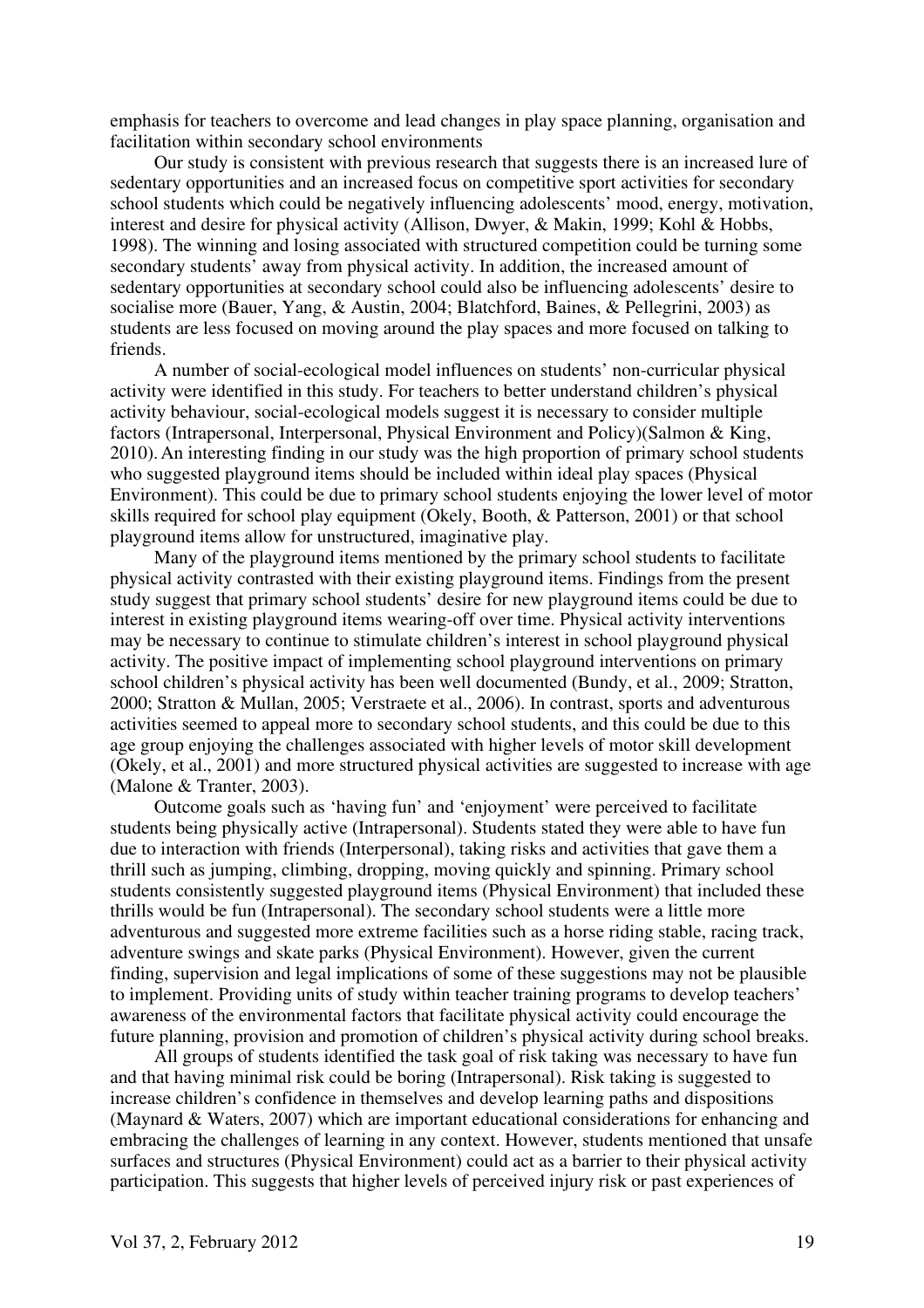emphasis for teachers to overcome and lead changes in play space planning, organisation and facilitation within secondary school environments

Our study is consistent with previous research that suggests there is an increased lure of sedentary opportunities and an increased focus on competitive sport activities for secondary school students which could be negatively influencing adolescents' mood, energy, motivation, interest and desire for physical activity (Allison, Dwyer, & Makin, 1999; Kohl & Hobbs, 1998). The winning and losing associated with structured competition could be turning some secondary students' away from physical activity. In addition, the increased amount of sedentary opportunities at secondary school could also be influencing adolescents' desire to socialise more (Bauer, Yang, & Austin, 2004; Blatchford, Baines, & Pellegrini, 2003) as students are less focused on moving around the play spaces and more focused on talking to friends.

A number of social-ecological model influences on students' non-curricular physical activity were identified in this study. For teachers to better understand children's physical activity behaviour, social-ecological models suggest it is necessary to consider multiple factors (Intrapersonal, Interpersonal, Physical Environment and Policy)(Salmon & King, 2010). An interesting finding in our study was the high proportion of primary school students who suggested playground items should be included within ideal play spaces (Physical Environment). This could be due to primary school students enjoying the lower level of motor skills required for school play equipment (Okely, Booth, & Patterson, 2001) or that school playground items allow for unstructured, imaginative play.

Many of the playground items mentioned by the primary school students to facilitate physical activity contrasted with their existing playground items. Findings from the present study suggest that primary school students' desire for new playground items could be due to interest in existing playground items wearing-off over time. Physical activity interventions may be necessary to continue to stimulate children's interest in school playground physical activity. The positive impact of implementing school playground interventions on primary school children's physical activity has been well documented (Bundy, et al., 2009; Stratton, 2000; Stratton & Mullan, 2005; Verstraete et al., 2006). In contrast, sports and adventurous activities seemed to appeal more to secondary school students, and this could be due to this age group enjoying the challenges associated with higher levels of motor skill development (Okely, et al., 2001) and more structured physical activities are suggested to increase with age (Malone & Tranter, 2003).

Outcome goals such as 'having fun' and 'enjoyment' were perceived to facilitate students being physically active (Intrapersonal). Students stated they were able to have fun due to interaction with friends (Interpersonal), taking risks and activities that gave them a thrill such as jumping, climbing, dropping, moving quickly and spinning. Primary school students consistently suggested playground items (Physical Environment) that included these thrills would be fun (Intrapersonal). The secondary school students were a little more adventurous and suggested more extreme facilities such as a horse riding stable, racing track, adventure swings and skate parks (Physical Environment). However, given the current finding, supervision and legal implications of some of these suggestions may not be plausible to implement. Providing units of study within teacher training programs to develop teachers' awareness of the environmental factors that facilitate physical activity could encourage the future planning, provision and promotion of children's physical activity during school breaks.

All groups of students identified the task goal of risk taking was necessary to have fun and that having minimal risk could be boring (Intrapersonal). Risk taking is suggested to increase children's confidence in themselves and develop learning paths and dispositions (Maynard & Waters, 2007) which are important educational considerations for enhancing and embracing the challenges of learning in any context. However, students mentioned that unsafe surfaces and structures (Physical Environment) could act as a barrier to their physical activity participation. This suggests that higher levels of perceived injury risk or past experiences of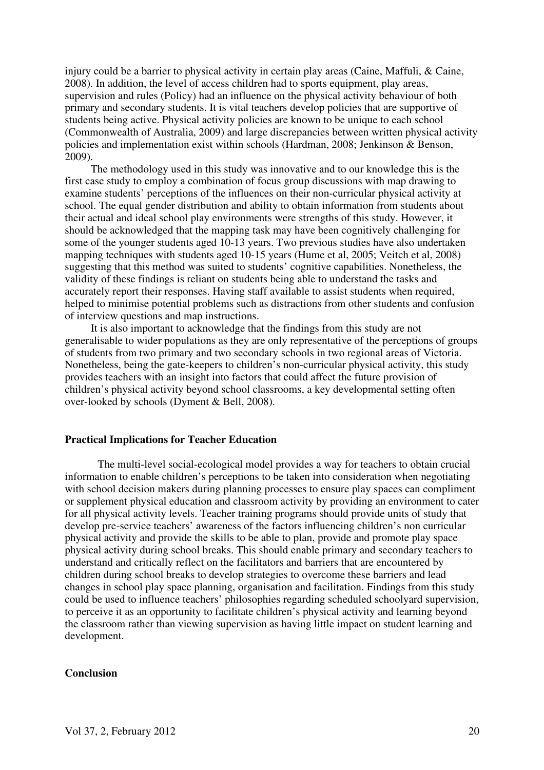injury could be a barrier to physical activity in certain play areas (Caine, Maffuli, & Caine, 2008). In addition, the level of access children had to sports equipment, play areas, supervision and rules (Policy) had an influence on the physical activity behaviour of both primary and secondary students. It is vital teachers develop policies that are supportive of students being active. Physical activity policies are known to be unique to each school (Commonwealth of Australia, 2009) and large discrepancies between written physical activity policies and implementation exist within schools (Hardman, 2008; Jenkinson & Benson, 2009).

The methodology used in this study was innovative and to our knowledge this is the first case study to employ a combination of focus group discussions with map drawing to examine students' perceptions of the influences on their non-curricular physical activity at school. The equal gender distribution and ability to obtain information from students about their actual and ideal school play environments were strengths of this study. However, it should be acknowledged that the mapping task may have been cognitively challenging for some of the younger students aged 10-13 years. Two previous studies have also undertaken mapping techniques with students aged 10-15 years (Hume et al, 2005; Veitch et al, 2008) suggesting that this method was suited to students' cognitive capabilities. Nonetheless, the validity of these findings is reliant on students being able to understand the tasks and accurately report their responses. Having staff available to assist students when required, helped to minimise potential problems such as distractions from other students and confusion of interview questions and map instructions.

It is also important to acknowledge that the findings from this study are not generalisable to wider populations as they are only representative of the perceptions of groups of students from two primary and two secondary schools in two regional areas of Victoria. Nonetheless, being the gate-keepers to children's non-curricular physical activity, this study provides teachers with an insight into factors that could affect the future provision of children's physical activity beyond school classrooms, a key developmental setting often over-looked by schools (Dyment & Bell, 2008).

## Practical Implications for Teacher Education

The multi-level social-ecological model provides a way for teachers to obtain crucial information to enable children's perceptions to be taken into consideration when negotiating with school decision makers during planning processes to ensure play spaces can compliment or supplement physical education and classroom activity by providing an environment to cater for all physical activity levels. Teacher training programs should provide units of study that develop pre-service teachers' awareness of the factors influencing children's non curricular physical activity and provide the skills to be able to plan, provide and promote play space physical activity during school breaks. This should enable primary and secondary teachers to understand and critically reflect on the facilitators and barriers that are encountered by children during school breaks to develop strategies to overcome these barriers and lead changes in school play space planning, organisation and facilitation. Findings from this study could be used to influence teachers' philosophies regarding scheduled schoolyard supervision, to perceive it as an opportunity to facilitate children's physical activity and learning beyond the classroom rather than viewing supervision as having little impact on student learning and development.

## Conclusion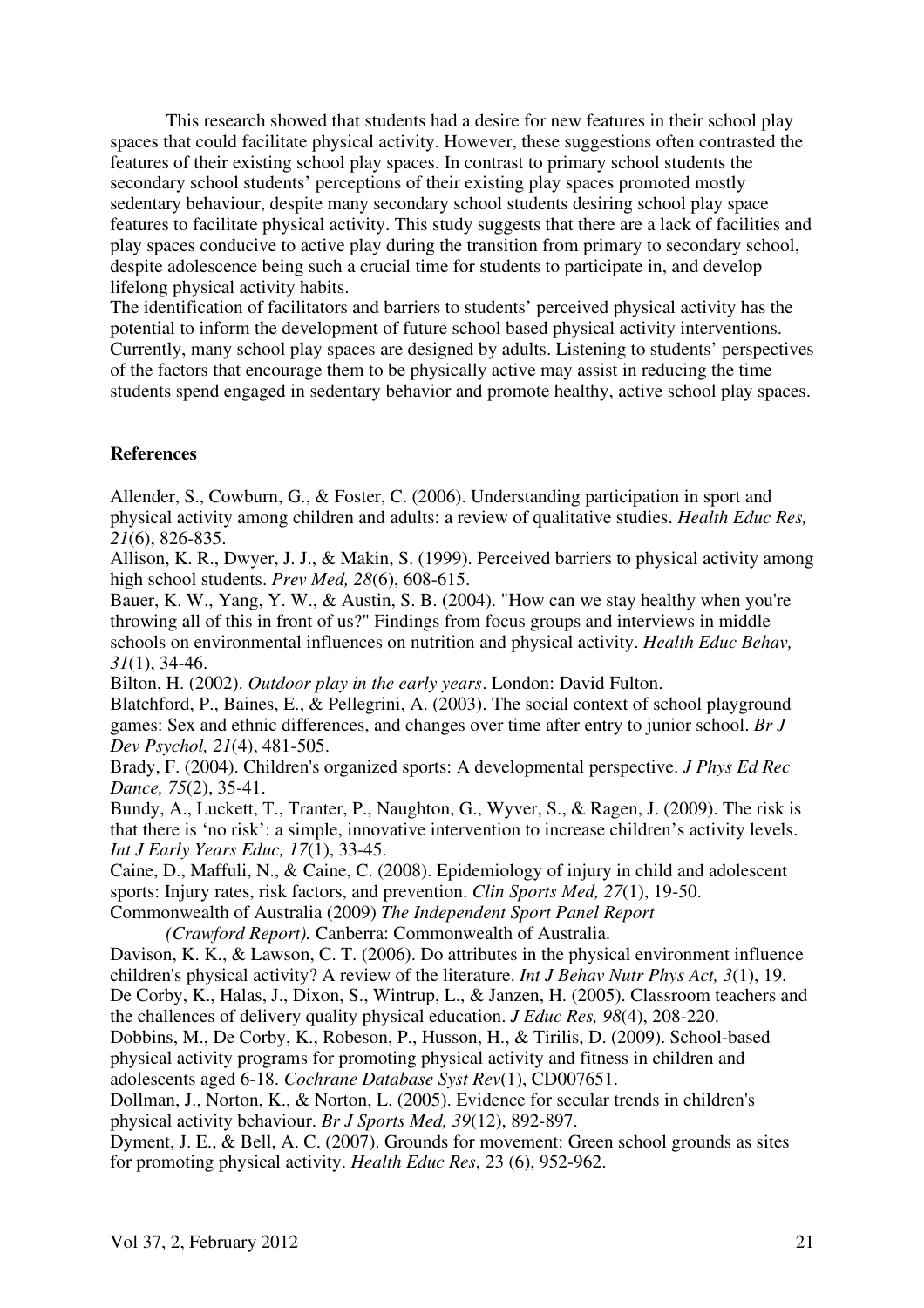This research showed that students had a desire for new features in their school play spaces that could facilitate physical activity. However, these suggestions often contrasted the features of their existing school play spaces. In contrast to primary school students the secondary school students' perceptions of their existing play spaces promoted mostly sedentary behaviour, despite many secondary school students desiring school play space features to facilitate physical activity. This study suggests that there are a lack of facilities and play spaces conducive to active play during the transition from primary to secondary school, despite adolescence being such a crucial time for students to participate in, and develop lifelong physical activity habits.

The identification of facilitators and barriers to students' perceived physical activity has the potential to inform the development of future school based physical activity interventions. Currently, many school play spaces are designed by adults. Listening to students' perspectives of the factors that encourage them to be physically active may assist in reducing the time students spend engaged in sedentary behavior and promote healthy, active school play spaces.

**References**

Allender, S., Cowburn, G., & Foster, C. (2006). Understanding participation in sport and physical activity among children and adults: a review of qualitative studies. *Health Educ Res, 21*(6), 826-835.

Allison, K. R., Dwyer, J. J., & Makin, S. (1999). Perceived barriers to physical activity among high school students. *Prev Med, 28*(6), 608-615.

Bauer, K. W., Yang, Y. W., & Austin, S. B. (2004). "How can we stay healthy when you're throwing all of this in front of us?" Findings from focus groups and interviews in middle schools on environmental influences on nutrition and physical activity. *Health Educ Behav, 31*(1), 34-46.

Bilton, H. (2002). *Outdoor play in the early years*. London: David Fulton.

Blatchford, P., Baines, E., & Pellegrini, A. (2003). The social context of school playground games: Sex and ethnic differences, and changes over time after entry to junior school. *Br J Dev Psychol, 21*(4), 481-505.

Brady, F. (2004). Children's organized sports: A developmental perspective. *J Phys Ed Rec Dance, 75*(2), 35-41.

Bundy, A., Luckett, T., Tranter, P., Naughton, G., Wyver, S., & Ragen, J. (2009). The risk is that there is 'no risk': a simple, innovative intervention to increase children's activity levels. *Int J Early Years Educ, 17*(1), 33-45.

Caine, D., Maffuli, N., & Caine, C. (2008). Epidemiology of injury in child and adolescent sports: Injury rates, risk factors, and prevention. *Clin Sports Med, 27*(1), 19-50.

Commonwealth of Australia (2009) *The Independent Sport Panel Report (Crawford Report).* Canberra: Commonwealth of Australia.

Davison, K. K., & Lawson, C. T. (2006). Do attributes in the physical environment influence children's physical activity? A review of the literature. *Int J Behav Nutr Phys Act, 3*(1), 19.

De Corby, K., Halas, J., Dixon, S., Wintrup, L., & Janzen, H. (2005). Classroom teachers and the challences of delivery quality physical education. *J Educ Res, 98*(4), 208-220.

Dobbins, M., De Corby, K., Robeson, P., Husson, H., & Tirilis, D. (2009). School-based physical activity programs for promoting physical activity and fitness in children and adolescents aged 6-18. *Cochrane Database Syst Rev*(1), CD007651.

Dollman, J., Norton, K., & Norton, L. (2005). Evidence for secular trends in children's physical activity behaviour. *Br J Sports Med, 39*(12), 892-897.

Dyment, J. E., & Bell, A. C. (2007). Grounds for movement: Green school grounds as sites for promoting physical activity. *Health Educ Res*, 23 (6), 952-962.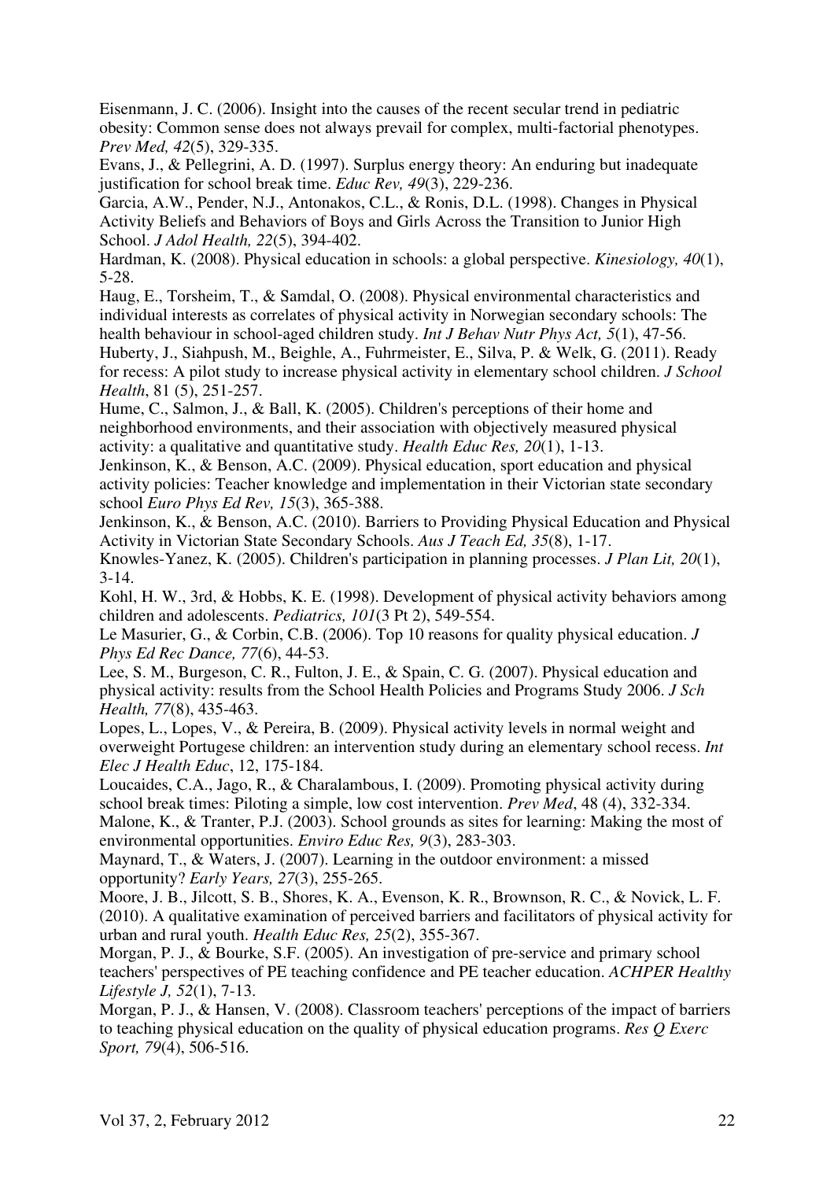Eisenmann, J. C. (2006). Insight into the causes of the recent secular trend in pediatric obesity: Common sense does not always prevail for complex, multi-factorial phenotypes. *Prev Med, 42*(5), 329-335.

Evans, J., & Pellegrini, A. D. (1997). Surplus energy theory: An enduring but inadequate justification for school break time. *Educ Rev, 49*(3), 229-236.

Garcia, A.W., Pender, N.J., Antonakos, C.L., & Ronis, D.L. (1998). Changes in Physical Activity Beliefs and Behaviors of Boys and Girls Across the Transition to Junior High School. *J Adol Health, 22*(5), 394-402.

Hardman, K. (2008). Physical education in schools: a global perspective. *Kinesiology, 40*(1), 5-28.

Haug, E., Torsheim, T., & Samdal, O. (2008). Physical environmental characteristics and individual interests as correlates of physical activity in Norwegian secondary schools: The health behaviour in school-aged children study. *Int J Behav Nutr Phys Act, 5*(1), 47-56.

Huberty, J., Siahpush, M., Beighle, A., Fuhrmeister, E., Silva, P. & Welk, G. (2011). Ready for recess: A pilot study to increase physical activity in elementary school children. *J School Health*, 81 (5), 251-257.

Hume, C., Salmon, J., & Ball, K. (2005). Children's perceptions of their home and neighborhood environments, and their association with objectively measured physical activity: a qualitative and quantitative study. *Health Educ Res, 20*(1), 1-13.

Jenkinson, K., & Benson, A.C. (2009). Physical education, sport education and physical activity policies: Teacher knowledge and implementation in their Victorian state secondary school *Euro Phys Ed Rev, 15*(3), 365-388.

Jenkinson, K., & Benson, A.C. (2010). Barriers to Providing Physical Education and Physical Activity in Victorian State Secondary Schools. *Aus J Teach Ed, 35*(8), 1-17.

Knowles-Yanez, K. (2005). Children's participation in planning processes. *J Plan Lit, 20*(1), 3-14.

Kohl, H. W., 3rd, & Hobbs, K. E. (1998). Development of physical activity behaviors among children and adolescents. *Pediatrics, 101*(3 Pt 2), 549-554.

Le Masurier, G., & Corbin, C.B. (2006). Top 10 reasons for quality physical education. *J Phys Ed Rec Dance, 77*(6), 44-53.

Lee, S. M., Burgeson, C. R., Fulton, J. E., & Spain, C. G. (2007). Physical education and physical activity: results from the School Health Policies and Programs Study 2006. *J Sch Health, 77*(8), 435-463.

Lopes, L., Lopes, V., & Pereira, B. (2009). Physical activity levels in normal weight and overweight Portugese children: an intervention study during an elementary school recess. *Int Elec J Health Educ*, 12, 175-184.

Loucaides, C.A., Jago, R., & Charalambous, I. (2009). Promoting physical activity during school break times: Piloting a simple, low cost intervention. *Prev Med*, 48 (4), 332-334.

Malone, K., & Tranter, P.J. (2003). School grounds as sites for learning: Making the most of environmental opportunities. *Enviro Educ Res, 9*(3), 283-303.

Maynard, T., & Waters, J. (2007). Learning in the outdoor environment: a missed opportunity? *Early Years, 27*(3), 255-265.

Moore, J. B., Jilcott, S. B., Shores, K. A., Evenson, K. R., Brownson, R. C., & Novick, L. F. (2010). A qualitative examination of perceived barriers and facilitators of physical activity for urban and rural youth. *Health Educ Res, 25*(2), 355-367.

Morgan, P. J., & Bourke, S.F. (2005). An investigation of pre-service and primary school teachers' perspectives of PE teaching confidence and PE teacher education. *ACHPER Healthy Lifestyle J, 52*(1), 7-13.

Morgan, P. J., & Hansen, V. (2008). Classroom teachers' perceptions of the impact of barriers to teaching physical education on the quality of physical education programs. *Res Q Exerc Sport, 79*(4), 506-516.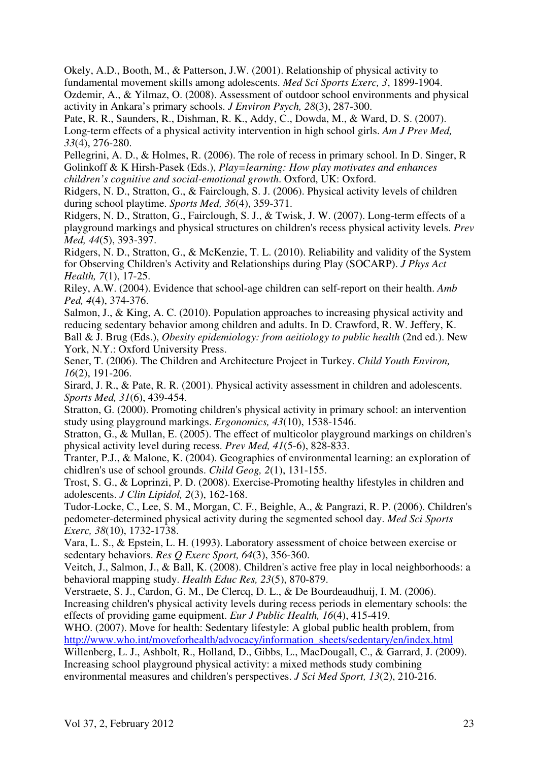Okely, A.D., Booth, M., & Patterson, J.W. (2001). Relationship of physical activity to fundamental movement skills among adolescents. *Med Sci Sports Exerc, 3*, 1899-1904.

Ozdemir, A., & Yilmaz, O. (2008). Assessment of outdoor school environments and physical activity in Ankara's primary schools. *J Environ Psych, 28*(3), 287-300.

Pate, R. R., Saunders, R., Dishman, R. K., Addy, C., Dowda, M., & Ward, D. S. (2007). Long-term effects of a physical activity intervention in high school girls. *Am J Prev Med, 33*(4), 276-280.

Pellegrini, A. D., & Holmes, R. (2006). The role of recess in primary school. In D. Singer, R Golinkoff & K Hirsh-Pasek (Eds.), *Play=learning: How play motivates and enhances children's cognitive and social-emotional growth*. Oxford, UK: Oxford.

Ridgers, N. D., Stratton, G., & Fairclough, S. J. (2006). Physical activity levels of children during school playtime. *Sports Med, 36*(4), 359-371.

Ridgers, N. D., Stratton, G., Fairclough, S. J., & Twisk, J. W. (2007). Long-term effects of a playground markings and physical structures on children's recess physical activity levels. *Prev Med, 44*(5), 393-397.

Ridgers, N. D., Stratton, G., & McKenzie, T. L. (2010). Reliability and validity of the System for Observing Children's Activity and Relationships during Play (SOCARP). *J Phys Act Health, 7*(1), 17-25.

Riley, A.W. (2004). Evidence that school-age children can self-report on their health. *Amb Ped, 4*(4), 374-376.

Salmon, J., & King, A. C. (2010). Population approaches to increasing physical activity and reducing sedentary behavior among children and adults. In D. Crawford, R. W. Jeffery, K. Ball & J. Brug (Eds.), *Obesity epidemiology: from aeitiology to public health* (2nd ed.). New York, N.Y.: Oxford University Press.

Sener, T. (2006). The Children and Architecture Project in Turkey. *Child Youth Environ, 16*(2), 191-206.

Sirard, J. R., & Pate, R. R. (2001). Physical activity assessment in children and adolescents. *Sports Med, 31*(6), 439-454.

Stratton, G. (2000). Promoting children's physical activity in primary school: an intervention study using playground markings. *Ergonomics, 43*(10), 1538-1546.

Stratton, G., & Mullan, E. (2005). The effect of multicolor playground markings on children's physical activity level during recess. *Prev Med, 41*(5-6), 828-833.

Tranter, P.J., & Malone, K. (2004). Geographies of environmental learning: an exploration of chidlren's use of school grounds. *Child Geog, 2*(1), 131-155.

Trost, S. G., & Loprinzi, P. D. (2008). Exercise-Promoting healthy lifestyles in children and adolescents. *J Clin Lipidol, 2*(3), 162-168.

Tudor-Locke, C., Lee, S. M., Morgan, C. F., Beighle, A., & Pangrazi, R. P. (2006). Children's pedometer-determined physical activity during the segmented school day. *Med Sci Sports Exerc, 38*(10), 1732-1738.

Vara, L. S., & Epstein, L. H. (1993). Laboratory assessment of choice between exercise or sedentary behaviors. *Res Q Exerc Sport, 64*(3), 356-360.

Veitch, J., Salmon, J., & Ball, K. (2008). Children's active free play in local neighborhoods: a behavioral mapping study. *Health Educ Res, 23*(5), 870-879.

Verstraete, S. J., Cardon, G. M., De Clercq, D. L., & De Bourdeaudhuij, I. M. (2006). Increasing children's physical activity levels during recess periods in elementary schools: the effects of providing game equipment. *Eur J Public Health, 16*(4), 415-419.

WHO. (2007). Move for health: Sedentary lifestyle: A global public health problem, from http://www.who.int/moveforhealth/advocacy/information_sheets/sedentary/en/index.html

Willenberg, L. J., Ashbolt, R., Holland, D., Gibbs, L., MacDougall, C., & Garrard, J. (2009). Increasing school playground physical activity: a mixed methods study combining environmental measures and children's perspectives. *J Sci Med Sport, 13*(2), 210-216.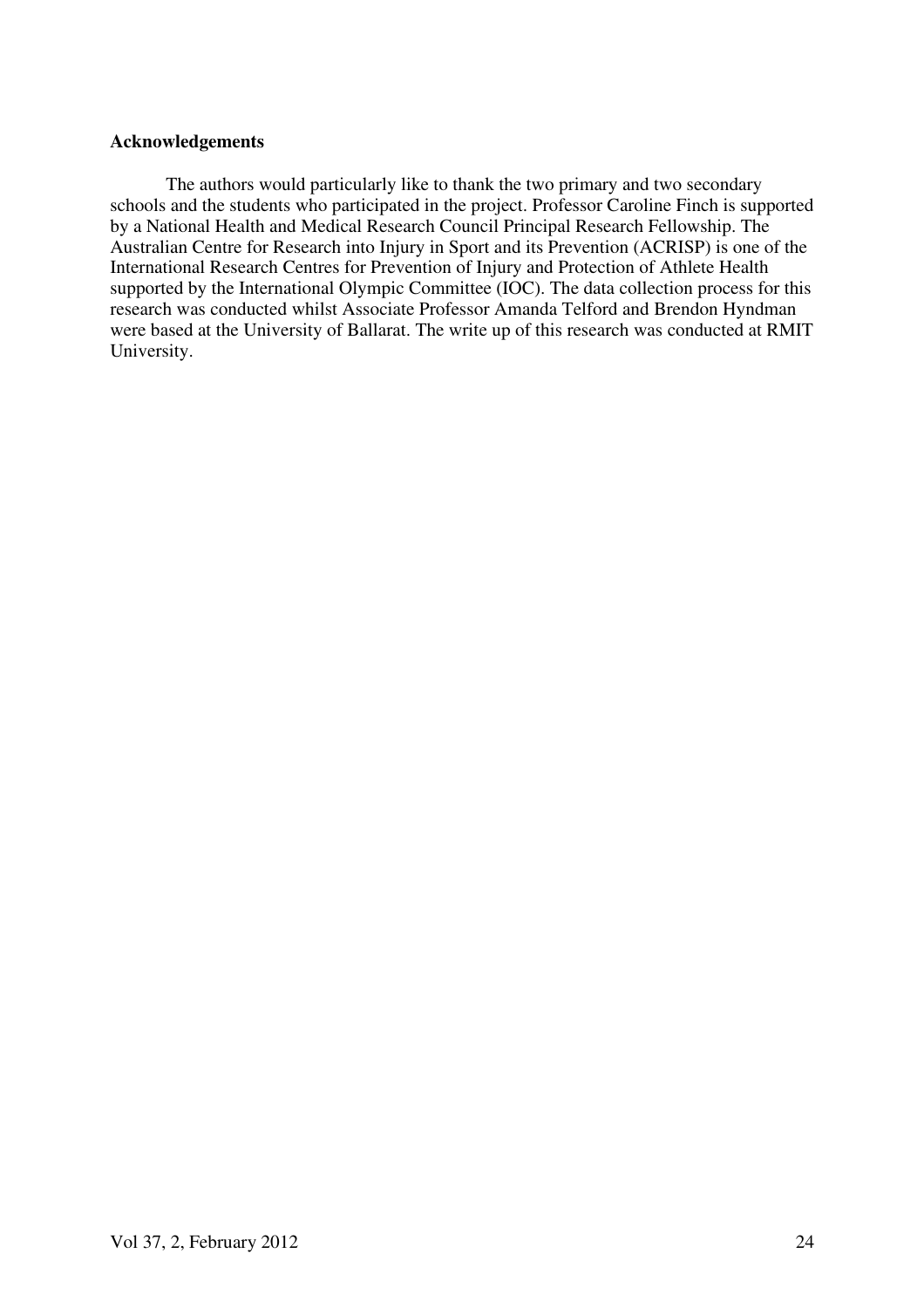**Acknowledgements**

The authors would particularly like to thank the two primary and two secondary schools and the students who participated in the project. Professor Caroline Finch is supported by a National Health and Medical Research Council Principal Research Fellowship. The Australian Centre for Research into Injury in Sport and its Prevention (ACRISP) is one of the International Research Centres for Prevention of Injury and Protection of Athlete Health supported by the International Olympic Committee (IOC). The data collection process for this research was conducted whilst Associate Professor Amanda Telford and Brendon Hyndman were based at the University of Ballarat. The write up of this research was conducted at RMIT University.